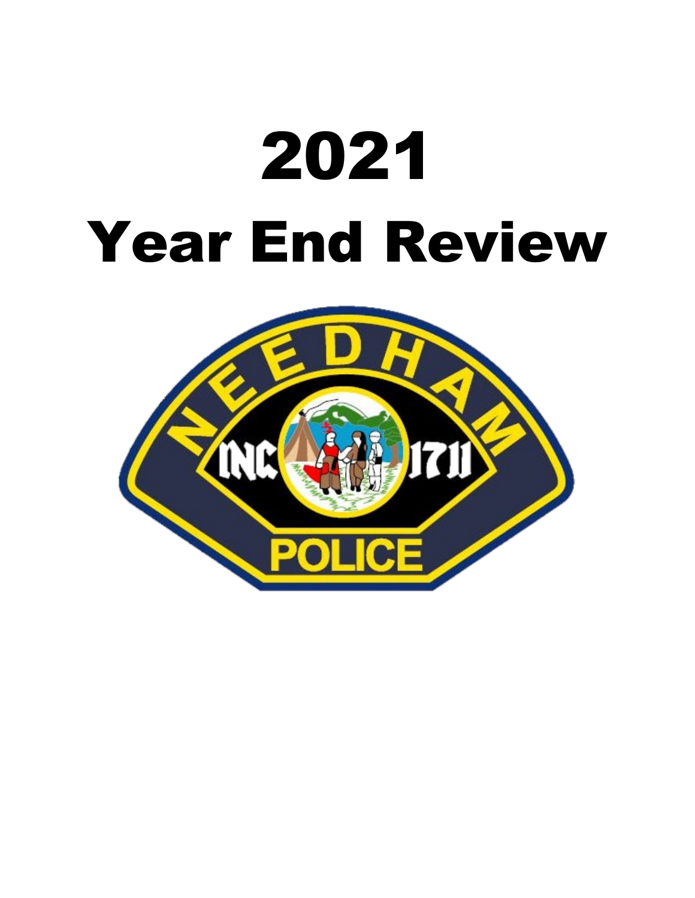# 2021

# Year End Review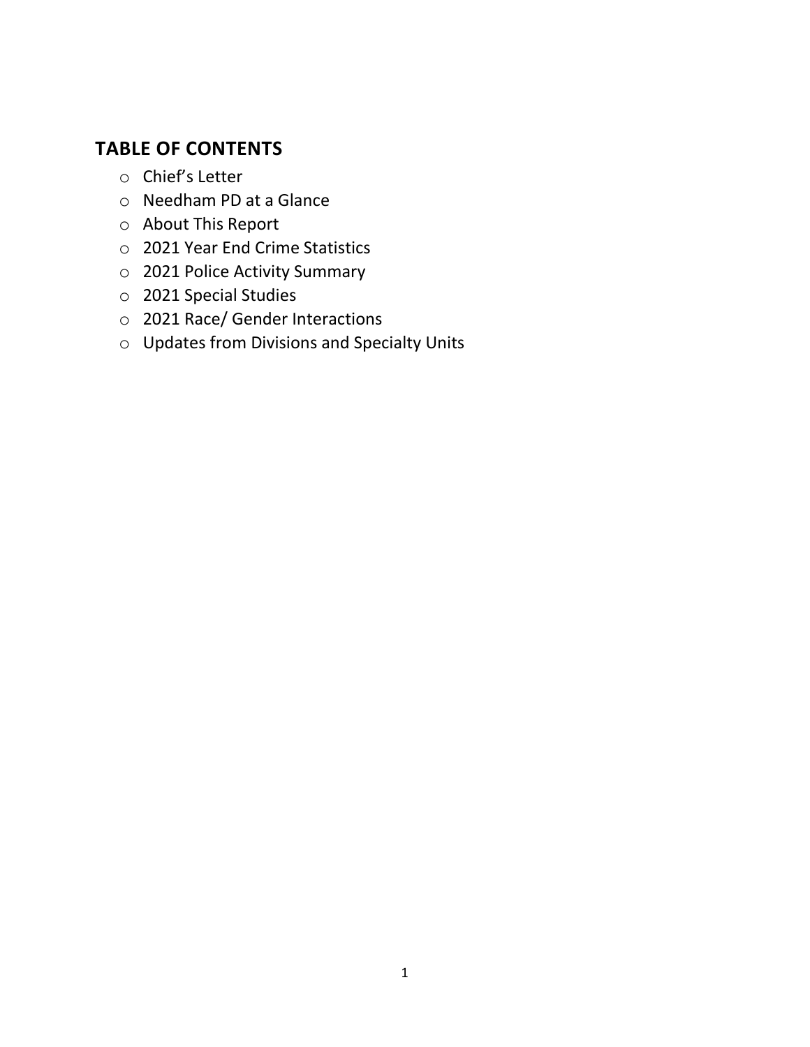## TABLE OF CONTENTS

- Chief's Letter
- Needham PD at a Glance
- About This Report
- 2021 Year End Crime Statistics
- 2021 Police Activity Summary
- 2021 Special Studies
- 2021 Race/ Gender Interactions
- Updates from Divisions and Specialty Units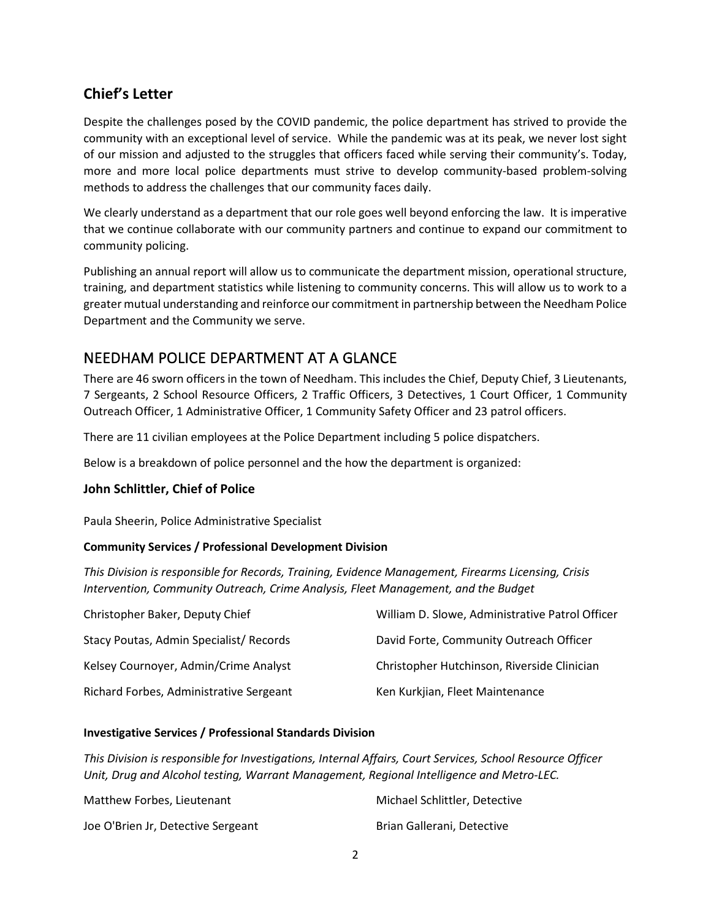## Chief's Letter

Despite the challenges posed by the COVID pandemic, the police department has strived to provide the community with an exceptional level of service. While the pandemic was at its peak, we never lost sight of our mission and adjusted to the struggles that officers faced while serving their community's. Today, more and more local police departments must strive to develop community-based problem-solving methods to address the challenges that our community faces daily.

We clearly understand as a department that our role goes well beyond enforcing the law. It is imperative that we continue collaborate with our community partners and continue to expand our commitment to community policing.

Publishing an annual report will allow us to communicate the department mission, operational structure, training, and department statistics while listening to community concerns. This will allow us to work to a greater mutual understanding and reinforce our commitment in partnership between the Needham Police Department and the Community we serve.

## NEEDHAM POLICE DEPARTMENT AT A GLANCE

There are 46 sworn officers in the town of Needham. This includes the Chief, Deputy Chief, 3 Lieutenants, 7 Sergeants, 2 School Resource Officers, 2 Traffic Officers, 3 Detectives, 1 Court Officer, 1 Community Outreach Officer, 1 Administrative Officer, 1 Community Safety Officer and 23 patrol officers.

There are 11 civilian employees at the Police Department including 5 police dispatchers.

Below is a breakdown of police personnel and the how the department is organized:

### John Schlittler, Chief of Police

Paula Sheerin, Police Administrative Specialist

#### Community Services / Professional Development Division

*This Division is responsible for Records, Training, Evidence Management, Firearms Licensing, Crisis Intervention, Community Outreach, Crime Analysis, Fleet Management, and the Budget*

Christopher Baker, Deputy Chief

Stacy Poutas, Admin Specialist/ Records

Kelsey Cournoyer, Admin/Crime Analyst

Richard Forbes, Administrative Sergeant

William D. Slowe, Administrative Patrol Officer

David Forte, Community Outreach Officer

Christopher Hutchinson, Riverside Clinician

Ken Kurkjian, Fleet Maintenance

#### Investigative Services / Professional Standards Division

*This Division is responsible for Investigations, Internal Affairs, Court Services, School Resource Officer Unit, Drug and Alcohol testing, Warrant Management, Regional Intelligence and Metro-LEC.*

Matthew Forbes, Lieutenant

Joe O'Brien Jr, Detective Sergeant

Michael Schlittler, Detective

Brian Gallerani, Detective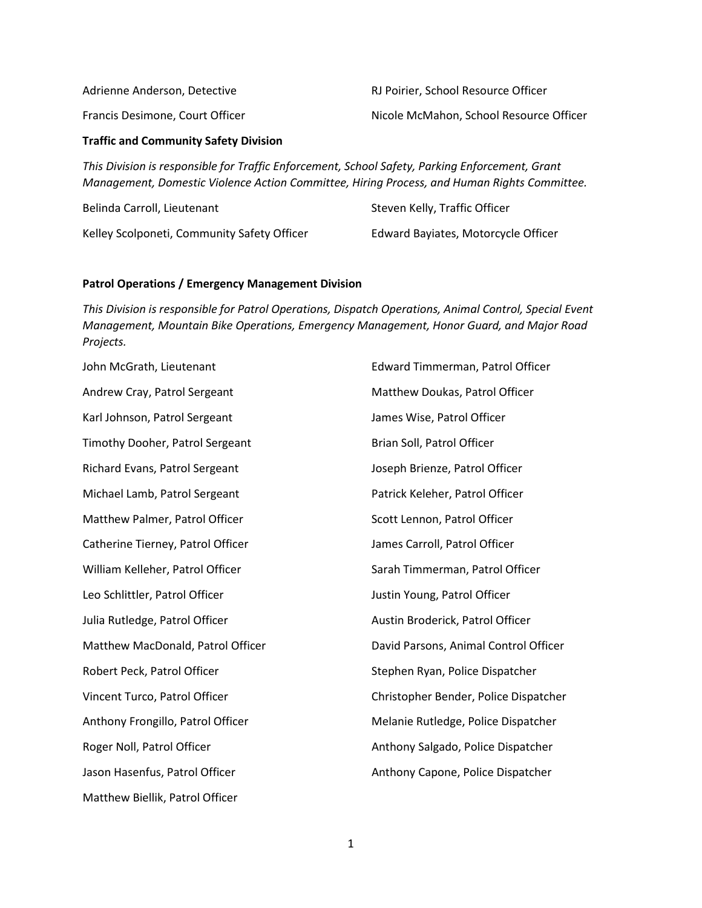Adrienne Anderson, Detective

Francis Desimone, Court Officer

RJ Poirier, School Resource Officer

Nicole McMahon, School Resource Officer

**Traffic and Community Safety Division**

*This Division is responsible for Traffic Enforcement, School Safety, Parking Enforcement, Grant Management, Domestic Violence Action Committee, Hiring Process, and Human Rights Committee.*

Belinda Carroll, Lieutenant

Kelley Scolponeti, Community Safety Officer

Steven Kelly, Traffic Officer

Edward Bayiates, Motorcycle Officer

**Patrol Operations / Emergency Management Division**

*This Division is responsible for Patrol Operations, Dispatch Operations, Animal Control, Special Event Management, Mountain Bike Operations, Emergency Management, Honor Guard, and Major Road Projects.*

John McGrath, Lieutenant

Andrew Cray, Patrol Sergeant

Karl Johnson, Patrol Sergeant

Timothy Dooher, Patrol Sergeant

Richard Evans, Patrol Sergeant

Michael Lamb, Patrol Sergeant

Matthew Palmer, Patrol Officer

Catherine Tierney, Patrol Officer

William Kelleher, Patrol Officer

Leo Schlittler, Patrol Officer

Julia Rutledge, Patrol Officer

Matthew MacDonald, Patrol Officer

Robert Peck, Patrol Officer

Vincent Turco, Patrol Officer

Anthony Frongillo, Patrol Officer

Roger Noll, Patrol Officer

Jason Hasenfus, Patrol Officer

Matthew Biellik, Patrol Officer

Edward Timmerman, Patrol Officer

Matthew Doukas, Patrol Officer

James Wise, Patrol Officer

Brian Soll, Patrol Officer

Joseph Brienze, Patrol Officer

Patrick Keleher, Patrol Officer

Scott Lennon, Patrol Officer

James Carroll, Patrol Officer

Sarah Timmerman, Patrol Officer

Justin Young, Patrol Officer

Austin Broderick, Patrol Officer

David Parsons, Animal Control Officer

Stephen Ryan, Police Dispatcher

Christopher Bender, Police Dispatcher

Melanie Rutledge, Police Dispatcher

Anthony Salgado, Police Dispatcher

Anthony Capone, Police Dispatcher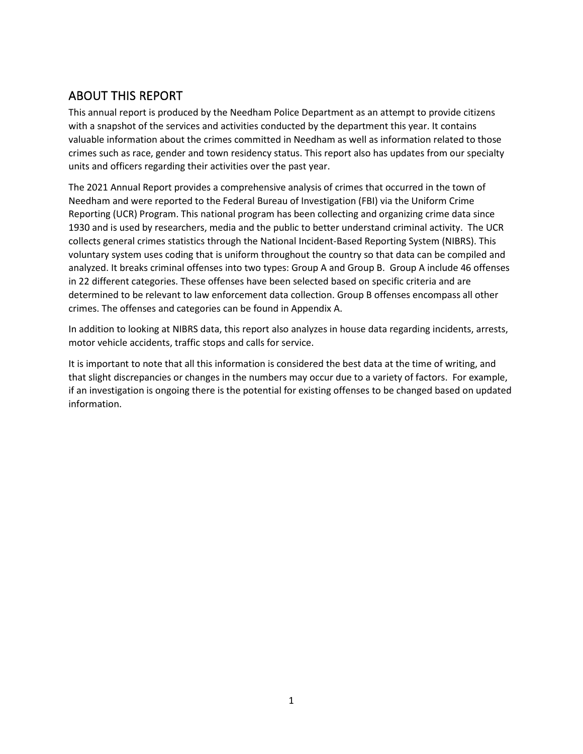## ABOUT THIS REPORT

This annual report is produced by the Needham Police Department as an attempt to provide citizens with a snapshot of the services and activities conducted by the department this year. It contains valuable information about the crimes committed in Needham as well as information related to those crimes such as race, gender and town residency status. This report also has updates from our specialty units and officers regarding their activities over the past year.

The 2021 Annual Report provides a comprehensive analysis of crimes that occurred in the town of Needham and were reported to the Federal Bureau of Investigation (FBI) via the Uniform Crime Reporting (UCR) Program. This national program has been collecting and organizing crime data since 1930 and is used by researchers, media and the public to better understand criminal activity. The UCR collects general crimes statistics through the National Incident-Based Reporting System (NIBRS). This voluntary system uses coding that is uniform throughout the country so that data can be compiled and analyzed. It breaks criminal offenses into two types: Group A and Group B. Group A include 46 offenses in 22 different categories. These offenses have been selected based on specific criteria and are determined to be relevant to law enforcement data collection. Group B offenses encompass all other crimes. The offenses and categories can be found in Appendix A.

In addition to looking at NIBRS data, this report also analyzes in house data regarding incidents, arrests, motor vehicle accidents, traffic stops and calls for service.

It is important to note that all this information is considered the best data at the time of writing, and that slight discrepancies or changes in the numbers may occur due to a variety of factors. For example, if an investigation is ongoing there is the potential for existing offenses to be changed based on updated information.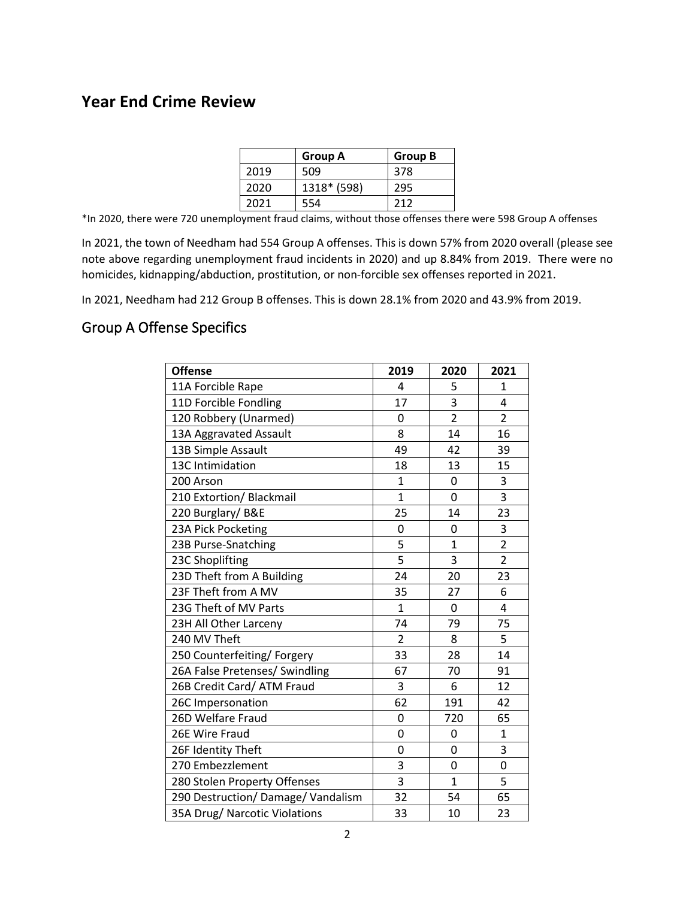## Year End Crime Review

| | Group A | Group B |
|---|---|---|
| 2019 | 509 | 378 |
| 2020 | 1318* (598) | 295 |
| 2021 | 554 | 212 |

*In 2020, there were 720 unemployment fraud claims, without those offenses there were 598 Group A offenses

In 2021, the town of Needham had 554 Group A offenses. This is down 57% from 2020 overall (please see note above regarding unemployment fraud incidents in 2020) and up 8.84% from 2019. There were no homicides, kidnapping/abduction, prostitution, or non-forcible sex offenses reported in 2021.

In 2021, Needham had 212 Group B offenses. This is down 28.1% from 2020 and 43.9% from 2019.

## Group A Offense Specifics

| Offense | 2019 | 2020 | 2021 |
|---|---|---|---|
| 11A Forcible Rape | 4 | 5 | 1 |
| 11D Forcible Fondling | 17 | 3 | 4 |
| 120 Robbery (Unarmed) | 0 | 2 | 2 |
| 13A Aggravated Assault | 8 | 14 | 16 |
| 13B Simple Assault | 49 | 42 | 39 |
| 13C Intimidation | 18 | 13 | 15 |
| 200 Arson | 1 | 0 | 3 |
| 210 Extortion/ Blackmail | 1 | 0 | 3 |
| 220 Burglary/ B&E | 25 | 14 | 23 |
| 23A Pick Pocketing | 0 | 0 | 3 |
| 23B Purse-Snatching | 5 | 1 | 2 |
| 23C Shoplifting | 5 | 3 | 2 |
| 23D Theft from A Building | 24 | 20 | 23 |
| 23F Theft from A MV | 35 | 27 | 6 |
| 23G Theft of MV Parts | 1 | 0 | 4 |
| 23H All Other Larceny | 74 | 79 | 75 |
| 240 MV Theft | 2 | 8 | 5 |
| 250 Counterfeiting/ Forgery | 33 | 28 | 14 |
| 26A False Pretenses/ Swindling | 67 | 70 | 91 |
| 26B Credit Card/ ATM Fraud | 3 | 6 | 12 |
| 26C Impersonation | 62 | 191 | 42 |
| 26D Welfare Fraud | 0 | 720 | 65 |
| 26E Wire Fraud | 0 | 0 | 1 |
| 26F Identity Theft | 0 | 0 | 3 |
| 270 Embezzlement | 3 | 0 | 0 |
| 280 Stolen Property Offenses | 3 | 1 | 5 |
| 290 Destruction/ Damage/ Vandalism | 32 | 54 | 65 |
| 35A Drug/ Narcotic Violations | 33 | 10 | 23 |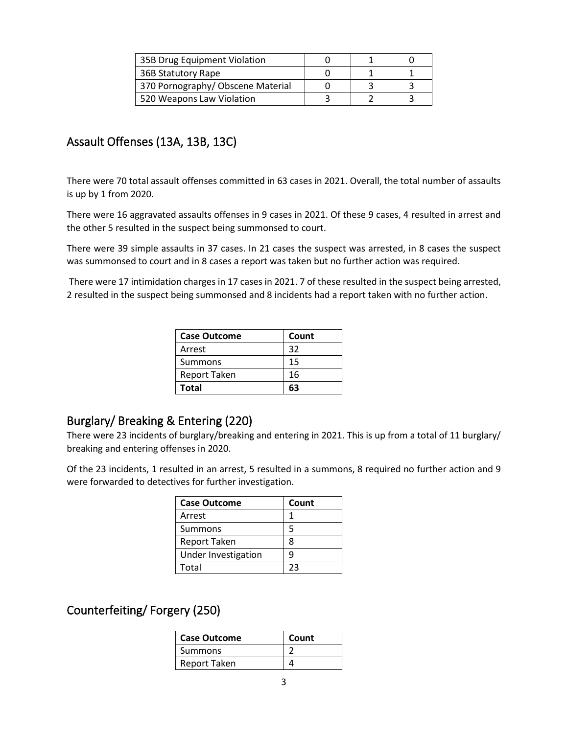| 35B Drug Equipment Violation | 0 | 1 | 0 |
|---|---|---|---|
| 36B Statutory Rape | 0 | 1 | 1 |
| 370 Pornography/ Obscene Material | 0 | 3 | 3 |
| 520 Weapons Law Violation | 3 | 2 | 3 |

## Assault Offenses (13A, 13B, 13C)

There were 70 total assault offenses committed in 63 cases in 2021. Overall, the total number of assaults is up by 1 from 2020.

There were 16 aggravated assaults offenses in 9 cases in 2021. Of these 9 cases, 4 resulted in arrest and the other 5 resulted in the suspect being summonsed to court.

There were 39 simple assaults in 37 cases. In 21 cases the suspect was arrested, in 8 cases the suspect was summonsed to court and in 8 cases a report was taken but no further action was required.

There were 17 intimidation charges in 17 cases in 2021. 7 of these resulted in the suspect being arrested, 2 resulted in the suspect being summonsed and 8 incidents had a report taken with no further action.

| Case Outcome | Count |
|---|---|
| Arrest | 32 |
| Summons | 15 |
| Report Taken | 16 |
| **Total** | **63** |

## Burglary/ Breaking & Entering (220)

There were 23 incidents of burglary/breaking and entering in 2021. This is up from a total of 11 burglary/ breaking and entering offenses in 2020.

Of the 23 incidents, 1 resulted in an arrest, 5 resulted in a summons, 8 required no further action and 9 were forwarded to detectives for further investigation.

| Case Outcome | Count |
|---|---|
| Arrest | 1 |
| Summons | 5 |
| Report Taken | 8 |
| Under Investigation | 9 |
| Total | 23 |

## Counterfeiting/ Forgery (250)

| Case Outcome | Count |
|---|---|
| Summons | 2 |
| Report Taken | 4 |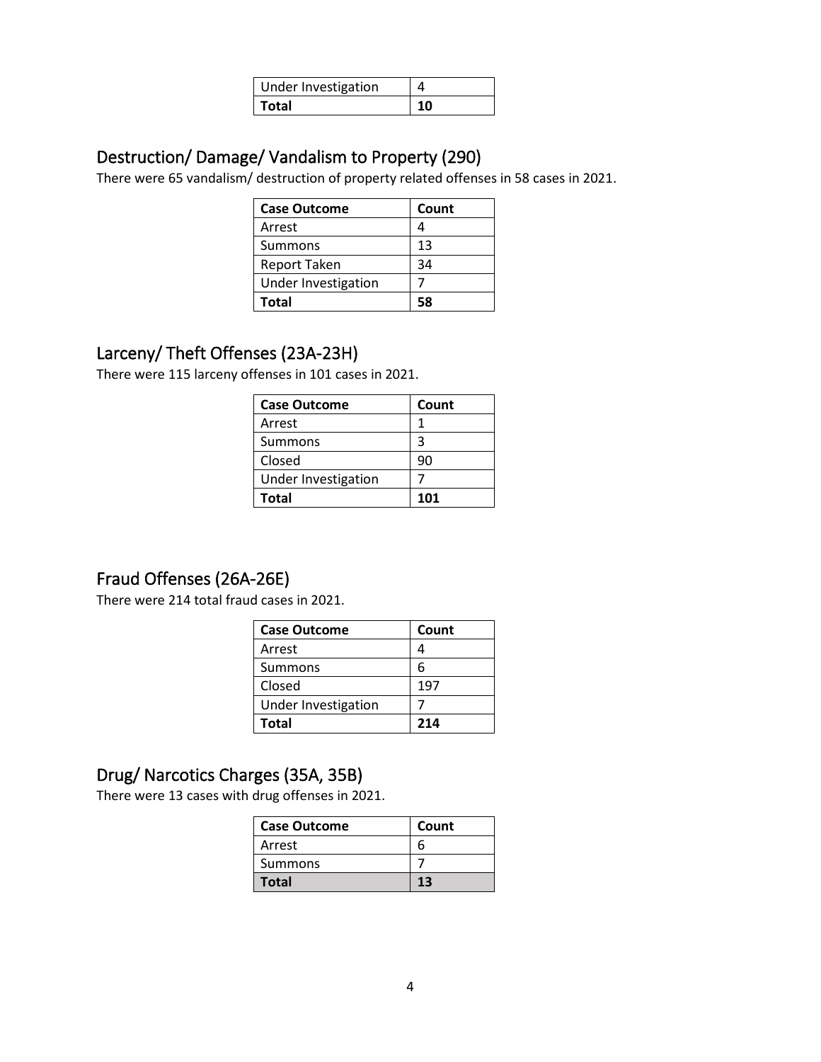| Under Investigation | 4 |
|---|---|
| **Total** | **10** |

## Destruction/ Damage/ Vandalism to Property (290)

There were 65 vandalism/ destruction of property related offenses in 58 cases in 2021.

| Case Outcome | Count |
|---|---|
| Arrest | 4 |
| Summons | 13 |
| Report Taken | 34 |
| Under Investigation | 7 |
| **Total** | **58** |

## Larceny/ Theft Offenses (23A-23H)

There were 115 larceny offenses in 101 cases in 2021.

| Case Outcome | Count |
|---|---|
| Arrest | 1 |
| Summons | 3 |
| Closed | 90 |
| Under Investigation | 7 |
| **Total** | **101** |

## Fraud Offenses (26A-26E)

There were 214 total fraud cases in 2021.

| Case Outcome | Count |
|---|---|
| Arrest | 4 |
| Summons | 6 |
| Closed | 197 |
| Under Investigation | 7 |
| **Total** | **214** |

## Drug/ Narcotics Charges (35A, 35B)

There were 13 cases with drug offenses in 2021.

| Case Outcome | Count |
|---|---|
| Arrest | 6 |
| Summons | 7 |
| **Total** | **13** |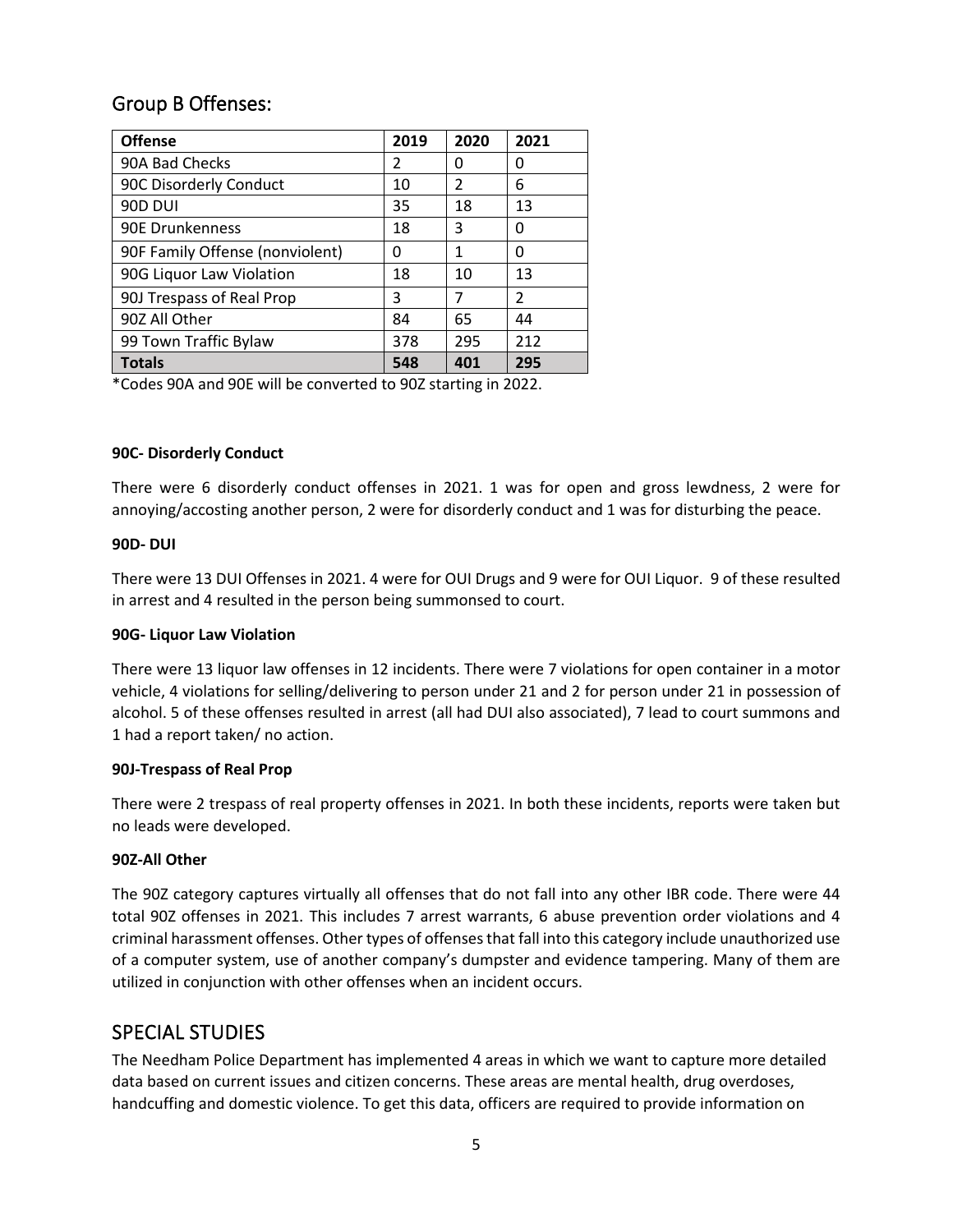## Group B Offenses:

| Offense | 2019 | 2020 | 2021 |
|---|---|---|---|
| 90A Bad Checks | 2 | 0 | 0 |
| 90C Disorderly Conduct | 10 | 2 | 6 |
| 90D DUI | 35 | 18 | 13 |
| 90E Drunkenness | 18 | 3 | 0 |
| 90F Family Offense (nonviolent) | 0 | 1 | 0 |
| 90G Liquor Law Violation | 18 | 10 | 13 |
| 90J Trespass of Real Prop | 3 | 7 | 2 |
| 90Z All Other | 84 | 65 | 44 |
| 99 Town Traffic Bylaw | 378 | 295 | 212 |
| **Totals** | **548** | **401** | **295** |

*Codes 90A and 90E will be converted to 90Z starting in 2022.

**90C- Disorderly Conduct**

There were 6 disorderly conduct offenses in 2021. 1 was for open and gross lewdness, 2 were for annoying/accosting another person, 2 were for disorderly conduct and 1 was for disturbing the peace.

**90D- DUI**

There were 13 DUI Offenses in 2021. 4 were for OUI Drugs and 9 were for OUI Liquor. 9 of these resulted in arrest and 4 resulted in the person being summonsed to court.

**90G- Liquor Law Violation**

There were 13 liquor law offenses in 12 incidents. There were 7 violations for open container in a motor vehicle, 4 violations for selling/delivering to person under 21 and 2 for person under 21 in possession of alcohol. 5 of these offenses resulted in arrest (all had DUI also associated), 7 lead to court summons and 1 had a report taken/ no action.

**90J-Trespass of Real Prop**

There were 2 trespass of real property offenses in 2021. In both these incidents, reports were taken but no leads were developed.

**90Z-All Other**

The 90Z category captures virtually all offenses that do not fall into any other IBR code. There were 44 total 90Z offenses in 2021. This includes 7 arrest warrants, 6 abuse prevention order violations and 4 criminal harassment offenses. Other types of offenses that fall into this category include unauthorized use of a computer system, use of another company's dumpster and evidence tampering. Many of them are utilized in conjunction with other offenses when an incident occurs.

## SPECIAL STUDIES

The Needham Police Department has implemented 4 areas in which we want to capture more detailed data based on current issues and citizen concerns. These areas are mental health, drug overdoses, handcuffing and domestic violence. To get this data, officers are required to provide information on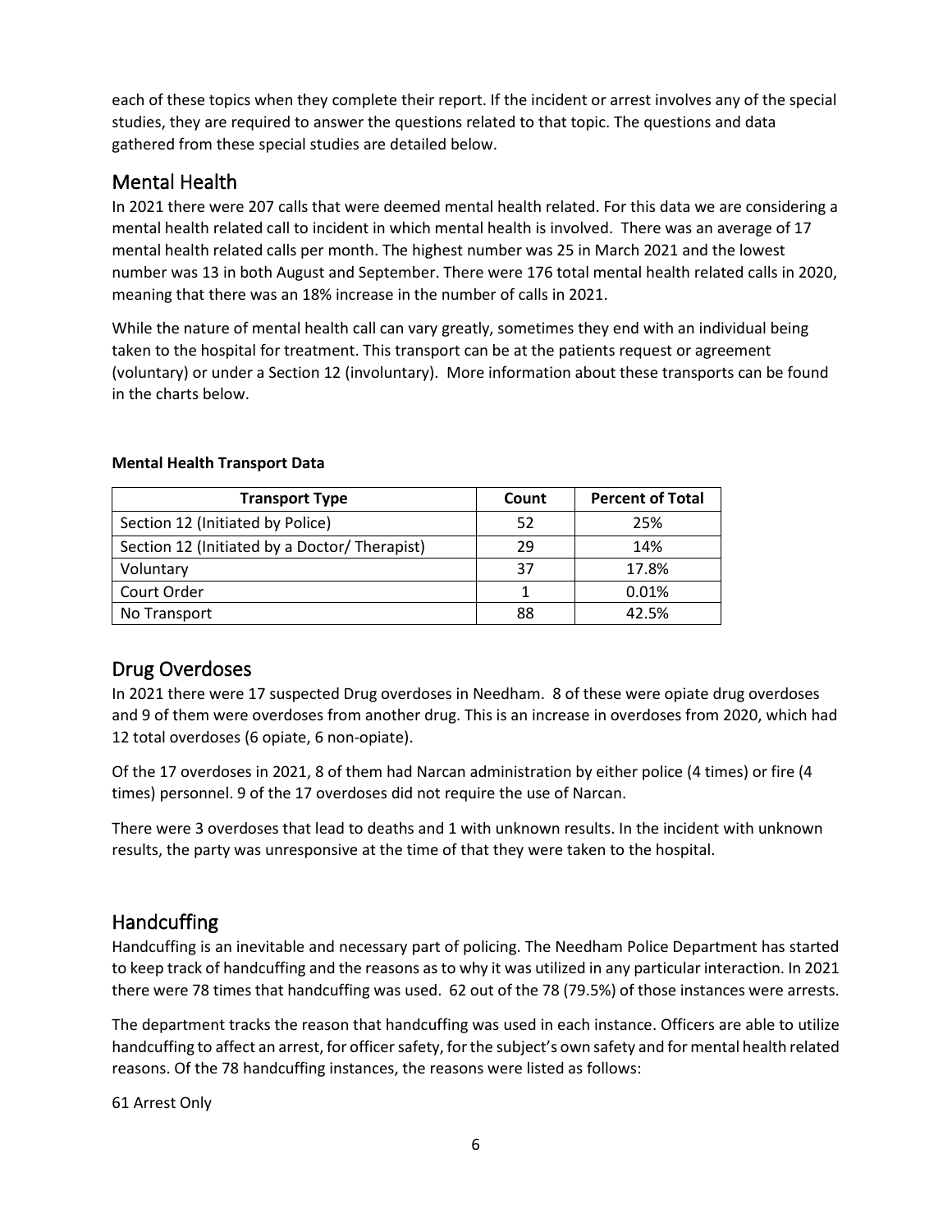each of these topics when they complete their report. If the incident or arrest involves any of the special studies, they are required to answer the questions related to that topic. The questions and data gathered from these special studies are detailed below.

## Mental Health

In 2021 there were 207 calls that were deemed mental health related. For this data we are considering a mental health related call to incident in which mental health is involved. There was an average of 17 mental health related calls per month. The highest number was 25 in March 2021 and the lowest number was 13 in both August and September. There were 176 total mental health related calls in 2020, meaning that there was an 18% increase in the number of calls in 2021.

While the nature of mental health call can vary greatly, sometimes they end with an individual being taken to the hospital for treatment. This transport can be at the patients request or agreement (voluntary) or under a Section 12 (involuntary). More information about these transports can be found in the charts below.

**Mental Health Transport Data**

| Transport Type | Count | Percent of Total |
|---|---|---|
| Section 12 (Initiated by Police) | 52 | 25% |
| Section 12 (Initiated by a Doctor/ Therapist) | 29 | 14% |
| Voluntary | 37 | 17.8% |
| Court Order | 1 | 0.01% |
| No Transport | 88 | 42.5% |

## Drug Overdoses

In 2021 there were 17 suspected Drug overdoses in Needham. 8 of these were opiate drug overdoses and 9 of them were overdoses from another drug. This is an increase in overdoses from 2020, which had 12 total overdoses (6 opiate, 6 non-opiate).

Of the 17 overdoses in 2021, 8 of them had Narcan administration by either police (4 times) or fire (4 times) personnel. 9 of the 17 overdoses did not require the use of Narcan.

There were 3 overdoses that lead to deaths and 1 with unknown results. In the incident with unknown results, the party was unresponsive at the time of that they were taken to the hospital.

## Handcuffing

Handcuffing is an inevitable and necessary part of policing. The Needham Police Department has started to keep track of handcuffing and the reasons as to why it was utilized in any particular interaction. In 2021 there were 78 times that handcuffing was used. 62 out of the 78 (79.5%) of those instances were arrests.

The department tracks the reason that handcuffing was used in each instance. Officers are able to utilize handcuffing to affect an arrest, for officer safety, for the subject's own safety and for mental health related reasons. Of the 78 handcuffing instances, the reasons were listed as follows:

61 Arrest Only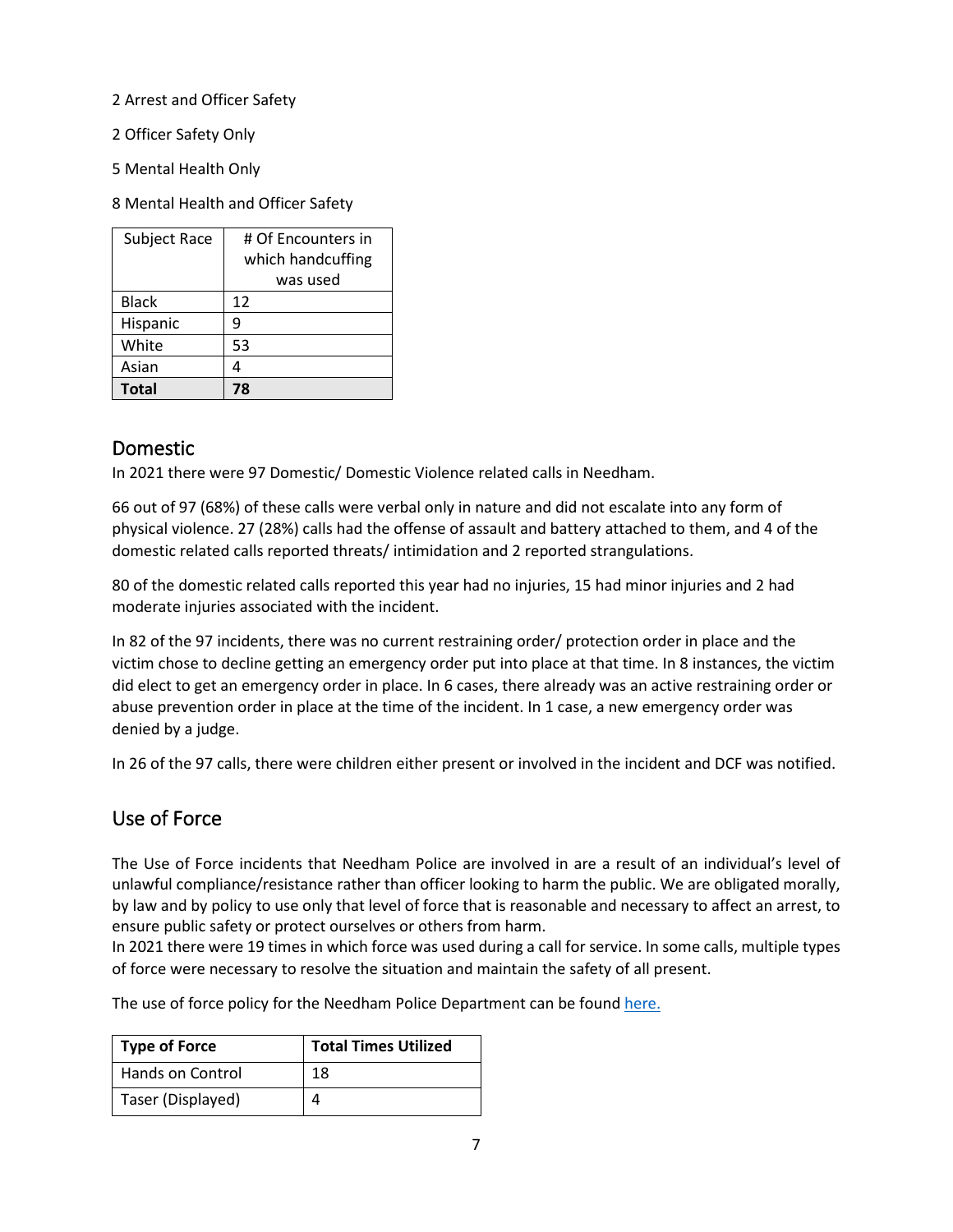2 Arrest and Officer Safety

2 Officer Safety Only

5 Mental Health Only

8 Mental Health and Officer Safety

| Subject Race | # Of Encounters in which handcuffing was used |
|---|---|
| Black | 12 |
| Hispanic | 9 |
| White | 53 |
| Asian | 4 |
| **Total** | **78** |

## Domestic

In 2021 there were 97 Domestic/ Domestic Violence related calls in Needham.

66 out of 97 (68%) of these calls were verbal only in nature and did not escalate into any form of physical violence. 27 (28%) calls had the offense of assault and battery attached to them, and 4 of the domestic related calls reported threats/ intimidation and 2 reported strangulations.

80 of the domestic related calls reported this year had no injuries, 15 had minor injuries and 2 had moderate injuries associated with the incident.

In 82 of the 97 incidents, there was no current restraining order/ protection order in place and the victim chose to decline getting an emergency order put into place at that time. In 8 instances, the victim did elect to get an emergency order in place. In 6 cases, there already was an active restraining order or abuse prevention order in place at the time of the incident. In 1 case, a new emergency order was denied by a judge.

In 26 of the 97 calls, there were children either present or involved in the incident and DCF was notified.

## Use of Force

The Use of Force incidents that Needham Police are involved in are a result of an individual's level of unlawful compliance/resistance rather than officer looking to harm the public. We are obligated morally, by law and by policy to use only that level of force that is reasonable and necessary to affect an arrest, to ensure public safety or protect ourselves or others from harm.

In 2021 there were 19 times in which force was used during a call for service. In some calls, multiple types of force were necessary to resolve the situation and maintain the safety of all present.

The use of force policy for the Needham Police Department can be found here.

| Type of Force | Total Times Utilized |
|---|---|
| Hands on Control | 18 |
| Taser (Displayed) | 4 |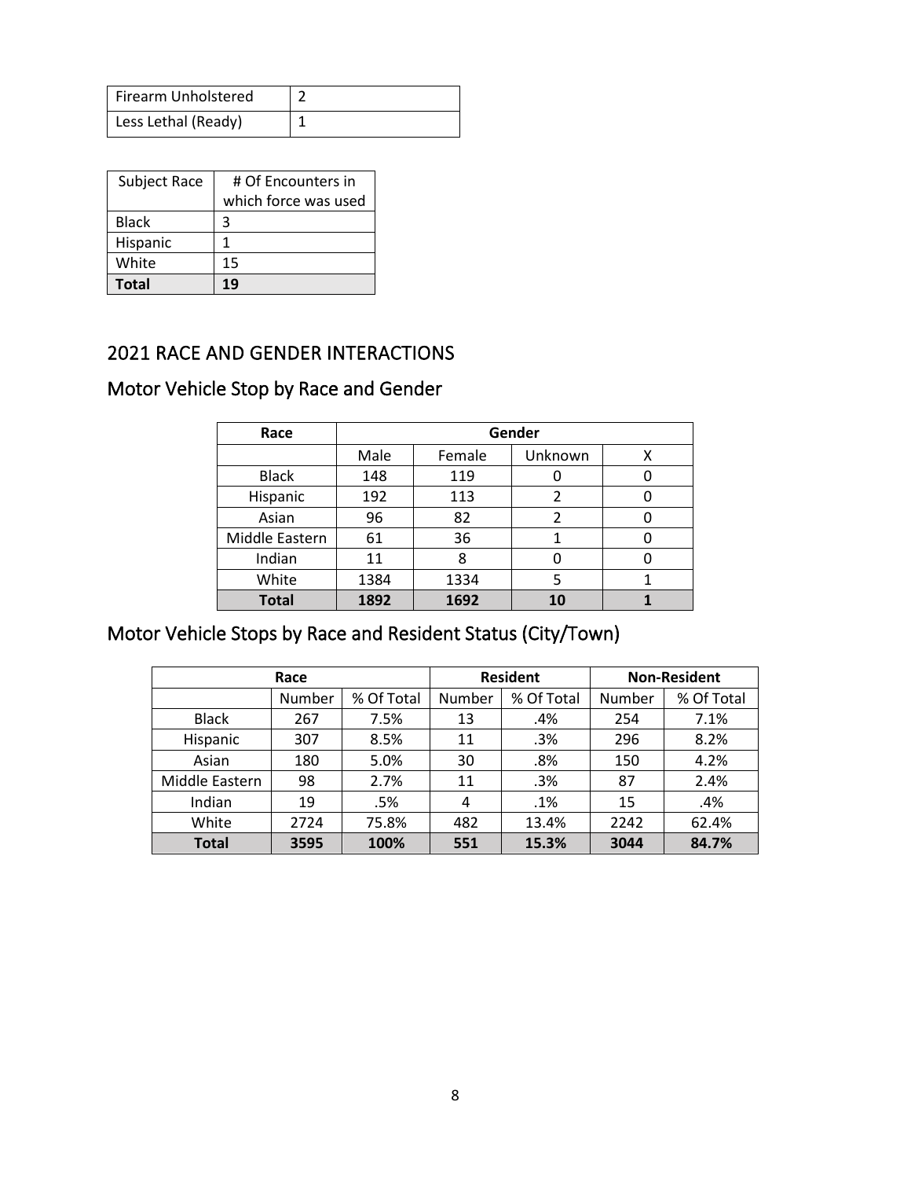| Firearm Unholstered | 2 |
|---|---|
| Less Lethal (Ready) | 1 |

| Subject Race | # Of Encounters in which force was used |
|---|---|
| Black | 3 |
| Hispanic | 1 |
| White | 15 |
| **Total** | **19** |

## 2021 RACE AND GENDER INTERACTIONS

## Motor Vehicle Stop by Race and Gender

| **Race** | **Gender** | | | |
|---|---|---|---|---|
| | Male | Female | Unknown | X |
| Black | 148 | 119 | 0 | 0 |
| Hispanic | 192 | 113 | 2 | 0 |
| Asian | 96 | 82 | 2 | 0 |
| Middle Eastern | 61 | 36 | 1 | 0 |
| Indian | 11 | 8 | 0 | 0 |
| White | 1384 | 1334 | 5 | 1 |
| **Total** | **1892** | **1692** | **10** | **1** |

## Motor Vehicle Stops by Race and Resident Status (City/Town)

| **Race** | | | **Resident** | | **Non-Resident** | |
|---|---|---|---|---|---|---|
| | Number | % Of Total | Number | % Of Total | Number | % Of Total |
| Black | 267 | 7.5% | 13 | .4% | 254 | 7.1% |
| Hispanic | 307 | 8.5% | 11 | .3% | 296 | 8.2% |
| Asian | 180 | 5.0% | 30 | .8% | 150 | 4.2% |
| Middle Eastern | 98 | 2.7% | 11 | .3% | 87 | 2.4% |
| Indian | 19 | .5% | 4 | .1% | 15 | .4% |
| White | 2724 | 75.8% | 482 | 13.4% | 2242 | 62.4% |
| **Total** | **3595** | **100%** | **551** | **15.3%** | **3044** | **84.7%** |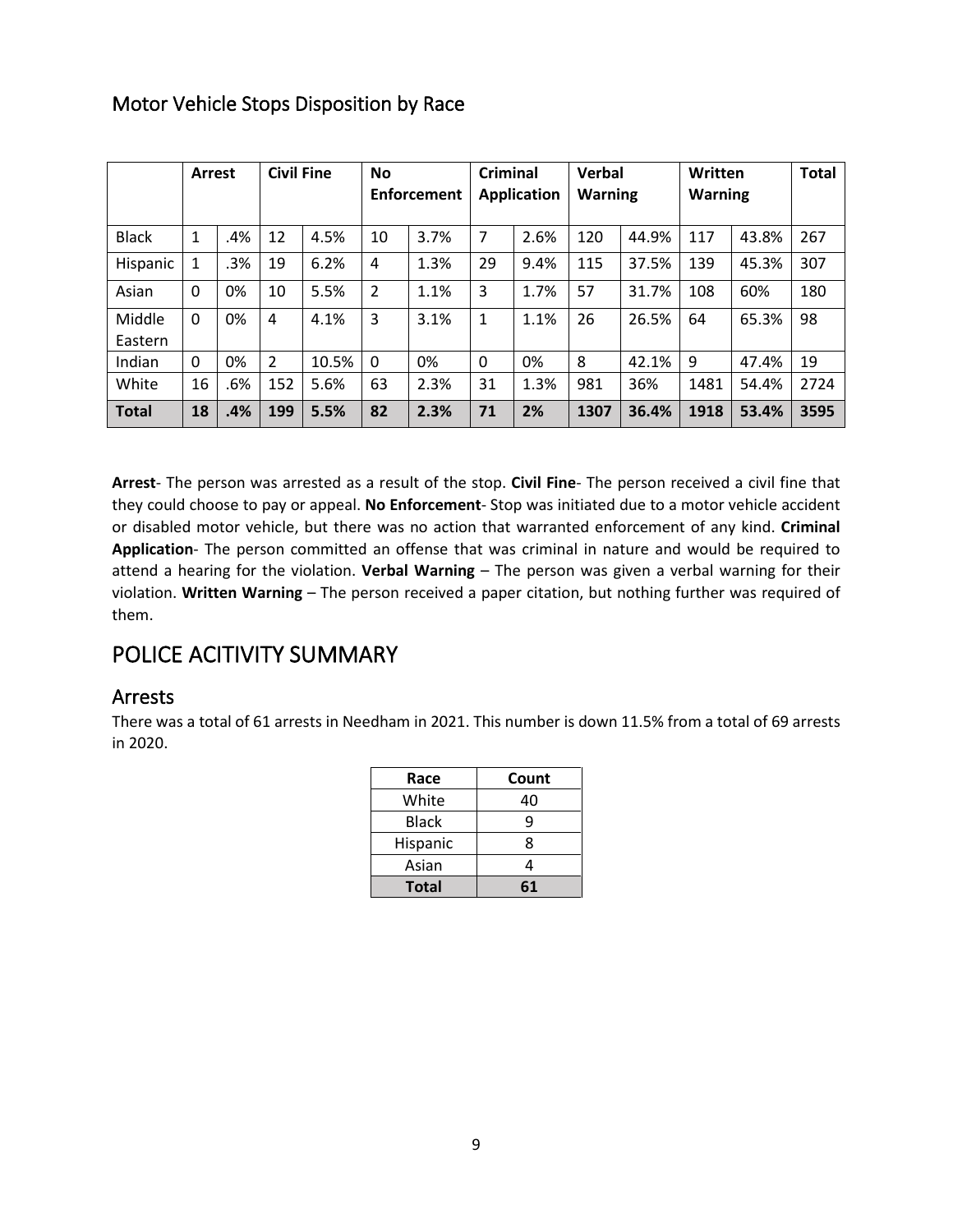## Motor Vehicle Stops Disposition by Race

| | Arrest | | Civil Fine | | No Enforcement | | Criminal Application | | Verbal Warning | | Written Warning | | Total |
|---|---|---|---|---|---|---|---|---|---|---|---|---|---|
| Black | 1 | .4% | 12 | 4.5% | 10 | 3.7% | 7 | 2.6% | 120 | 44.9% | 117 | 43.8% | 267 |
| Hispanic | 1 | .3% | 19 | 6.2% | 4 | 1.3% | 29 | 9.4% | 115 | 37.5% | 139 | 45.3% | 307 |
| Asian | 0 | 0% | 10 | 5.5% | 2 | 1.1% | 3 | 1.7% | 57 | 31.7% | 108 | 60% | 180 |
| Middle Eastern | 0 | 0% | 4 | 4.1% | 3 | 3.1% | 1 | 1.1% | 26 | 26.5% | 64 | 65.3% | 98 |
| Indian | 0 | 0% | 2 | 10.5% | 0 | 0% | 0 | 0% | 8 | 42.1% | 9 | 47.4% | 19 |
| White | 16 | .6% | 152 | 5.6% | 63 | 2.3% | 31 | 1.3% | 981 | 36% | 1481 | 54.4% | 2724 |
| **Total** | **18** | **.4%** | **199** | **5.5%** | **82** | **2.3%** | **71** | **2%** | **1307** | **36.4%** | **1918** | **53.4%** | **3595** |

**Arrest**- The person was arrested as a result of the stop. **Civil Fine**- The person received a civil fine that they could choose to pay or appeal. **No Enforcement**- Stop was initiated due to a motor vehicle accident or disabled motor vehicle, but there was no action that warranted enforcement of any kind. **Criminal Application**- The person committed an offense that was criminal in nature and would be required to attend a hearing for the violation. **Verbal Warning** – The person was given a verbal warning for their violation. **Written Warning** – The person received a paper citation, but nothing further was required of them.

# POLICE ACITIVITY SUMMARY

## Arrests

There was a total of 61 arrests in Needham in 2021. This number is down 11.5% from a total of 69 arrests in 2020.

| Race | Count |
|---|---|
| White | 40 |
| Black | 9 |
| Hispanic | 8 |
| Asian | 4 |
| **Total** | **61** |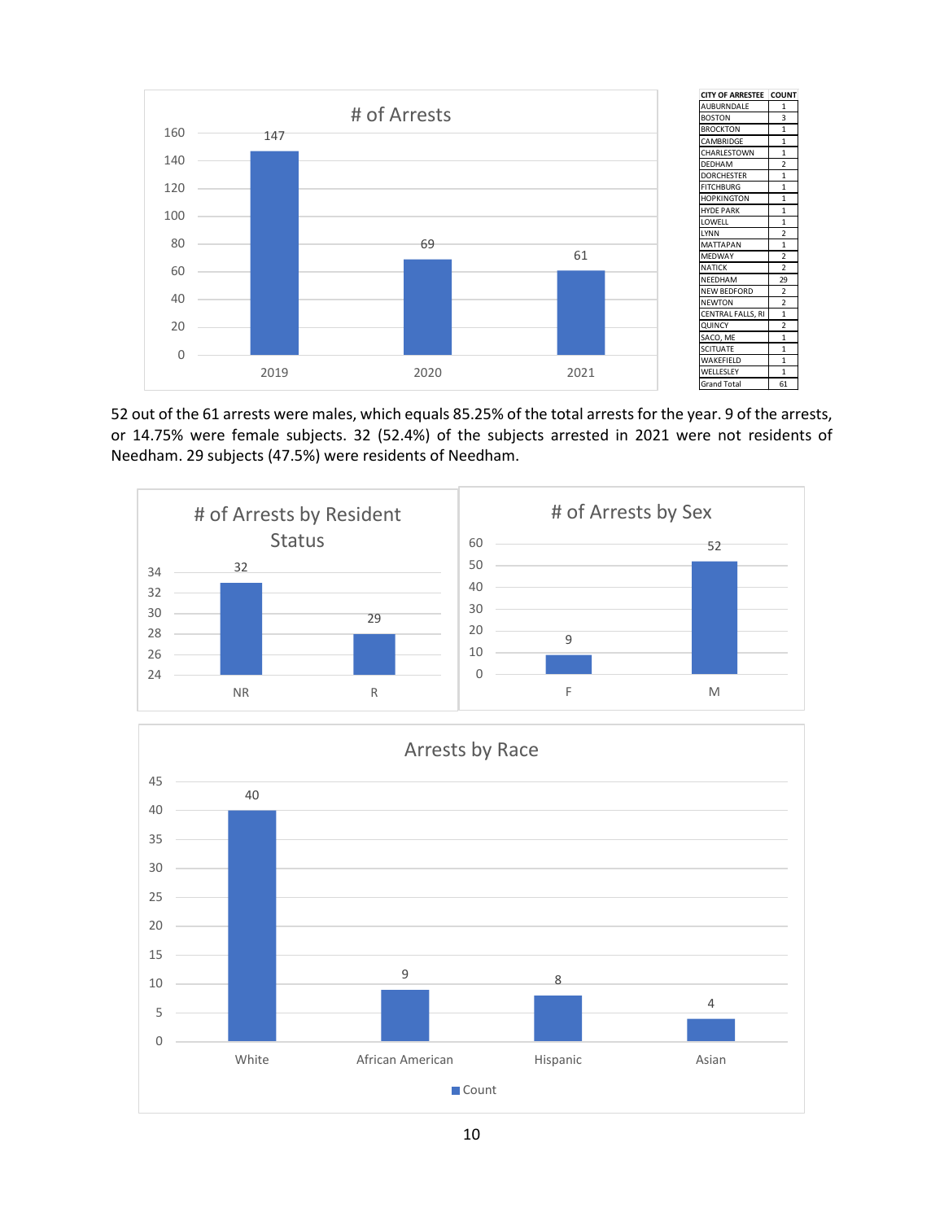# of Arrests

| Year | # of Arrests |
|---|---|
| 2019 | 147 |
| 2020 | 69 |
| 2021 | 61 |

| CITY OF ARRESTEE | COUNT |
|---|---|
| AUBURNDALE | 1 |
| BOSTON | 3 |
| BROCKTON | 1 |
| CAMBRIDGE | 1 |
| CHARLESTOWN | 1 |
| DEDHAM | 2 |
| DORCHESTER | 1 |
| FITCHBURG | 1 |
| HOPKINGTON | 1 |
| HYDE PARK | 1 |
| LOWELL | 1 |
| LYNN | 2 |
| MATTAPAN | 1 |
| MEDWAY | 2 |
| NATICK | 2 |
| NEEDHAM | 29 |
| NEW BEDFORD | 2 |
| NEWTON | 2 |
| CENTRAL FALLS, RI | 1 |
| QUINCY | 2 |
| SACO, ME | 1 |
| SCITUATE | 1 |
| WAKEFIELD | 1 |
| WELLESLEY | 1 |
| Grand Total | 61 |

52 out of the 61 arrests were males, which equals 85.25% of the total arrests for the year. 9 of the arrests, or 14.75% were female subjects. 32 (52.4%) of the subjects arrested in 2021 were not residents of Needham. 29 subjects (47.5%) were residents of Needham.

# of Arrests by Resident Status

| Status | # of Arrests |
|---|---|
| NR | 32 |
| R | 29 |

# of Arrests by Sex

| Sex | # of Arrests |
|---|---|
| F | 9 |
| M | 52 |

Arrests by Race

| Race | Count |
|---|---|
| White | 40 |
| African American | 9 |
| Hispanic | 8 |
| Asian | 4 |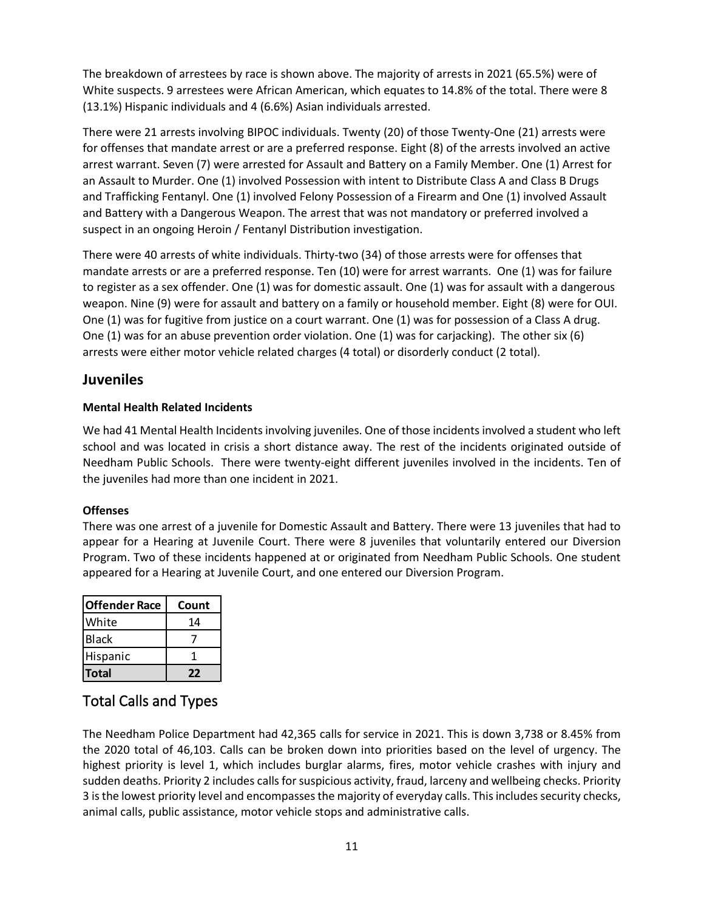The breakdown of arrestees by race is shown above. The majority of arrests in 2021 (65.5%) were of White suspects. 9 arrestees were African American, which equates to 14.8% of the total. There were 8 (13.1%) Hispanic individuals and 4 (6.6%) Asian individuals arrested.

There were 21 arrests involving BIPOC individuals. Twenty (20) of those Twenty-One (21) arrests were for offenses that mandate arrest or are a preferred response. Eight (8) of the arrests involved an active arrest warrant. Seven (7) were arrested for Assault and Battery on a Family Member. One (1) Arrest for an Assault to Murder. One (1) involved Possession with intent to Distribute Class A and Class B Drugs and Trafficking Fentanyl. One (1) involved Felony Possession of a Firearm and One (1) involved Assault and Battery with a Dangerous Weapon. The arrest that was not mandatory or preferred involved a suspect in an ongoing Heroin / Fentanyl Distribution investigation.

There were 40 arrests of white individuals. Thirty-two (34) of those arrests were for offenses that mandate arrests or are a preferred response. Ten (10) were for arrest warrants. One (1) was for failure to register as a sex offender. One (1) was for domestic assault. One (1) was for assault with a dangerous weapon. Nine (9) were for assault and battery on a family or household member. Eight (8) were for OUI. One (1) was for fugitive from justice on a court warrant. One (1) was for possession of a Class A drug. One (1) was for an abuse prevention order violation. One (1) was for carjacking). The other six (6) arrests were either motor vehicle related charges (4 total) or disorderly conduct (2 total).

## Juveniles

### Mental Health Related Incidents

We had 41 Mental Health Incidents involving juveniles. One of those incidents involved a student who left school and was located in crisis a short distance away. The rest of the incidents originated outside of Needham Public Schools. There were twenty-eight different juveniles involved in the incidents. Ten of the juveniles had more than one incident in 2021.

### Offenses

There was one arrest of a juvenile for Domestic Assault and Battery. There were 13 juveniles that had to appear for a Hearing at Juvenile Court. There were 8 juveniles that voluntarily entered our Diversion Program. Two of these incidents happened at or originated from Needham Public Schools. One student appeared for a Hearing at Juvenile Court, and one entered our Diversion Program.

| Offender Race | Count |
|---|---|
| White | 14 |
| Black | 7 |
| Hispanic | 1 |
| **Total** | **22** |

## Total Calls and Types

The Needham Police Department had 42,365 calls for service in 2021. This is down 3,738 or 8.45% from the 2020 total of 46,103. Calls can be broken down into priorities based on the level of urgency. The highest priority is level 1, which includes burglar alarms, fires, motor vehicle crashes with injury and sudden deaths. Priority 2 includes calls for suspicious activity, fraud, larceny and wellbeing checks. Priority 3 is the lowest priority level and encompasses the majority of everyday calls. This includes security checks, animal calls, public assistance, motor vehicle stops and administrative calls.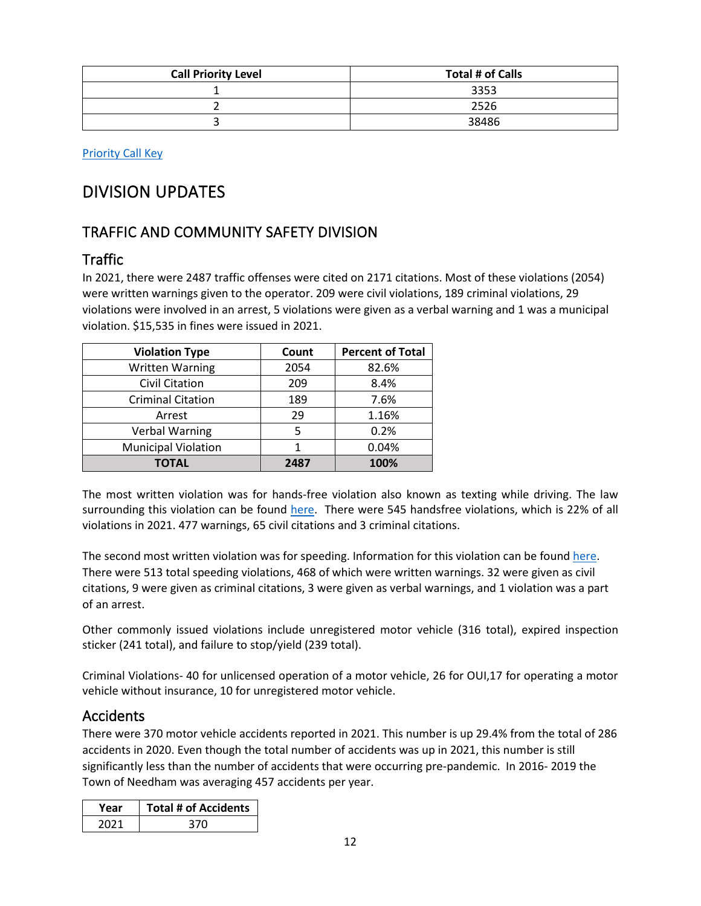| Call Priority Level | Total # of Calls |
|---|---|
| 1 | 3353 |
| 2 | 2526 |
| 3 | 38486 |

Priority Call Key

# DIVISION UPDATES

## TRAFFIC AND COMMUNITY SAFETY DIVISION

### Traffic

In 2021, there were 2487 traffic offenses were cited on 2171 citations. Most of these violations (2054) were written warnings given to the operator. 209 were civil violations, 189 criminal violations, 29 violations were involved in an arrest, 5 violations were given as a verbal warning and 1 was a municipal violation. $15,535 in fines were issued in 2021.

| Violation Type | Count | Percent of Total |
|---|---|---|
| Written Warning | 2054 | 82.6% |
| Civil Citation | 209 | 8.4% |
| Criminal Citation | 189 | 7.6% |
| Arrest | 29 | 1.16% |
| Verbal Warning | 5 | 0.2% |
| Municipal Violation | 1 | 0.04% |
| **TOTAL** | **2487** | **100%** |

The most written violation was for hands-free violation also known as texting while driving. The law surrounding this violation can be found here. There were 545 handsfree violations, which is 22% of all violations in 2021. 477 warnings, 65 civil citations and 3 criminal citations.

The second most written violation was for speeding. Information for this violation can be found here. There were 513 total speeding violations, 468 of which were written warnings. 32 were given as civil citations, 9 were given as criminal citations, 3 were given as verbal warnings, and 1 violation was a part of an arrest.

Other commonly issued violations include unregistered motor vehicle (316 total), expired inspection sticker (241 total), and failure to stop/yield (239 total).

Criminal Violations- 40 for unlicensed operation of a motor vehicle, 26 for OUI,17 for operating a motor vehicle without insurance, 10 for unregistered motor vehicle.

### Accidents

There were 370 motor vehicle accidents reported in 2021. This number is up 29.4% from the total of 286 accidents in 2020. Even though the total number of accidents was up in 2021, this number is still significantly less than the number of accidents that were occurring pre-pandemic. In 2016- 2019 the Town of Needham was averaging 457 accidents per year.

| Year | Total # of Accidents |
|---|---|
| 2021 | 370 |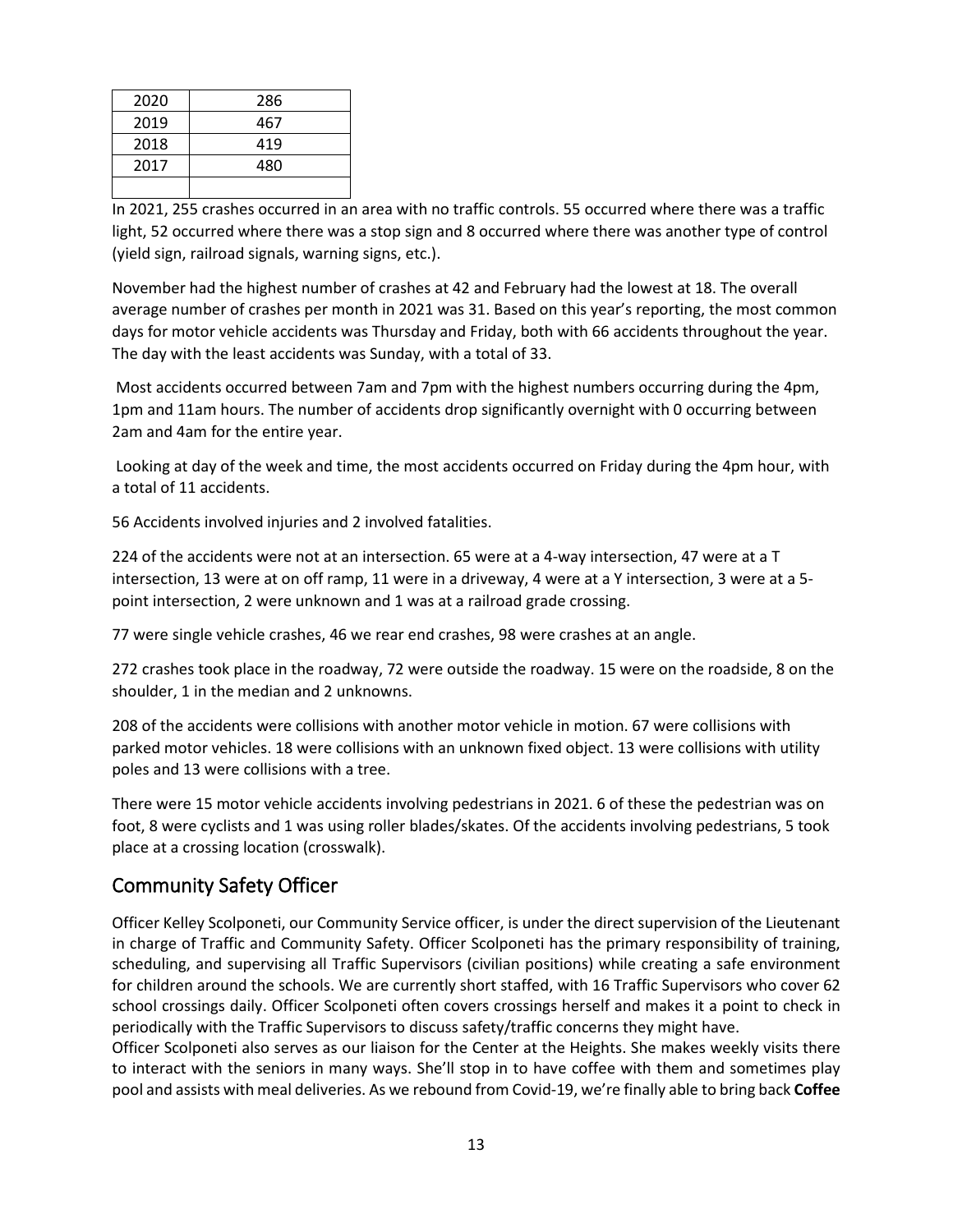| 2020 | 286 |
|---|---|
| 2019 | 467 |
| 2018 | 419 |
| 2017 | 480 |
| | |

In 2021, 255 crashes occurred in an area with no traffic controls. 55 occurred where there was a traffic light, 52 occurred where there was a stop sign and 8 occurred where there was another type of control (yield sign, railroad signals, warning signs, etc.).

November had the highest number of crashes at 42 and February had the lowest at 18. The overall average number of crashes per month in 2021 was 31. Based on this year's reporting, the most common days for motor vehicle accidents was Thursday and Friday, both with 66 accidents throughout the year. The day with the least accidents was Sunday, with a total of 33.

Most accidents occurred between 7am and 7pm with the highest numbers occurring during the 4pm, 1pm and 11am hours. The number of accidents drop significantly overnight with 0 occurring between 2am and 4am for the entire year.

Looking at day of the week and time, the most accidents occurred on Friday during the 4pm hour, with a total of 11 accidents.

56 Accidents involved injuries and 2 involved fatalities.

224 of the accidents were not at an intersection. 65 were at a 4-way intersection, 47 were at a T intersection, 13 were at on off ramp, 11 were in a driveway, 4 were at a Y intersection, 3 were at a 5-point intersection, 2 were unknown and 1 was at a railroad grade crossing.

77 were single vehicle crashes, 46 we rear end crashes, 98 were crashes at an angle.

272 crashes took place in the roadway, 72 were outside the roadway. 15 were on the roadside, 8 on the shoulder, 1 in the median and 2 unknowns.

208 of the accidents were collisions with another motor vehicle in motion. 67 were collisions with parked motor vehicles. 18 were collisions with an unknown fixed object. 13 were collisions with utility poles and 13 were collisions with a tree.

There were 15 motor vehicle accidents involving pedestrians in 2021. 6 of these the pedestrian was on foot, 8 were cyclists and 1 was using roller blades/skates. Of the accidents involving pedestrians, 5 took place at a crossing location (crosswalk).

## Community Safety Officer

Officer Kelley Scolponeti, our Community Service officer, is under the direct supervision of the Lieutenant in charge of Traffic and Community Safety. Officer Scolponeti has the primary responsibility of training, scheduling, and supervising all Traffic Supervisors (civilian positions) while creating a safe environment for children around the schools. We are currently short staffed, with 16 Traffic Supervisors who cover 62 school crossings daily. Officer Scolponeti often covers crossings herself and makes it a point to check in periodically with the Traffic Supervisors to discuss safety/traffic concerns they might have.
Officer Scolponeti also serves as our liaison for the Center at the Heights. She makes weekly visits there to interact with the seniors in many ways. She'll stop in to have coffee with them and sometimes play pool and assists with meal deliveries. As we rebound from Covid-19, we're finally able to bring back **Coffee**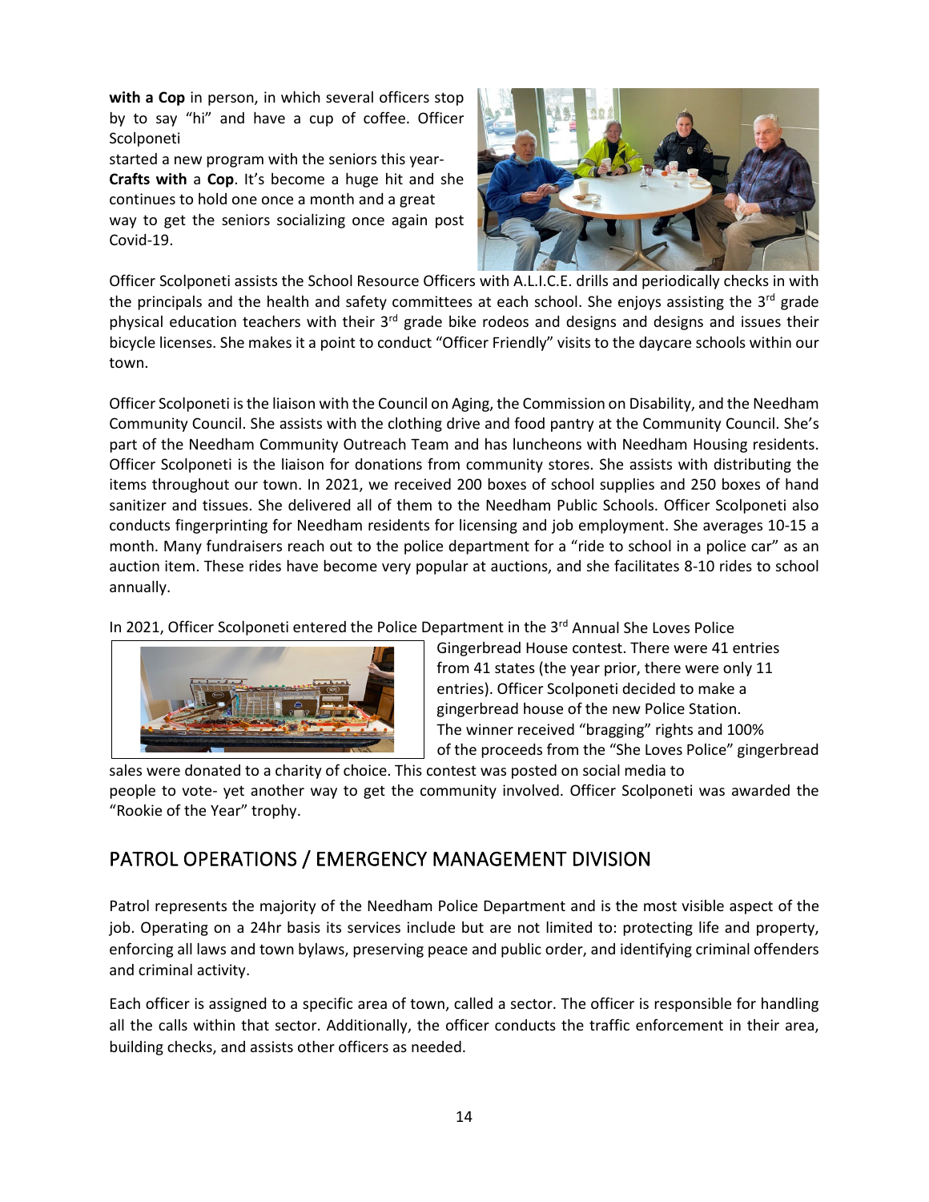**with a Cop** in person, in which several officers stop by to say "hi" and have a cup of coffee. Officer Scolponeti started a new program with the seniors this year- **Crafts with** a **Cop**. It's become a huge hit and she continues to hold one once a month and a great way to get the seniors socializing once again post Covid-19.

Officer Scolponeti assists the School Resource Officers with A.L.I.C.E. drills and periodically checks in with the principals and the health and safety committees at each school. She enjoys assisting the 3rd grade physical education teachers with their 3rd grade bike rodeos and designs and designs and issues their bicycle licenses. She makes it a point to conduct "Officer Friendly" visits to the daycare schools within our town.

Officer Scolponeti is the liaison with the Council on Aging, the Commission on Disability, and the Needham Community Council. She assists with the clothing drive and food pantry at the Community Council. She's part of the Needham Community Outreach Team and has luncheons with Needham Housing residents. Officer Scolponeti is the liaison for donations from community stores. She assists with distributing the items throughout our town. In 2021, we received 200 boxes of school supplies and 250 boxes of hand sanitizer and tissues. She delivered all of them to the Needham Public Schools. Officer Scolponeti also conducts fingerprinting for Needham residents for licensing and job employment. She averages 10-15 a month. Many fundraisers reach out to the police department for a "ride to school in a police car" as an auction item. These rides have become very popular at auctions, and she facilitates 8-10 rides to school annually.

In 2021, Officer Scolponeti entered the Police Department in the 3rd Annual She Loves Police Gingerbread House contest. There were 41 entries from 41 states (the year prior, there were only 11 entries). Officer Scolponeti decided to make a gingerbread house of the new Police Station. The winner received "bragging" rights and 100% of the proceeds from the "She Loves Police" gingerbread sales were donated to a charity of choice. This contest was posted on social media to people to vote- yet another way to get the community involved. Officer Scolponeti was awarded the "Rookie of the Year" trophy.

## PATROL OPERATIONS / EMERGENCY MANAGEMENT DIVISION

Patrol represents the majority of the Needham Police Department and is the most visible aspect of the job. Operating on a 24hr basis its services include but are not limited to: protecting life and property, enforcing all laws and town bylaws, preserving peace and public order, and identifying criminal offenders and criminal activity.

Each officer is assigned to a specific area of town, called a sector. The officer is responsible for handling all the calls within that sector. Additionally, the officer conducts the traffic enforcement in their area, building checks, and assists other officers as needed.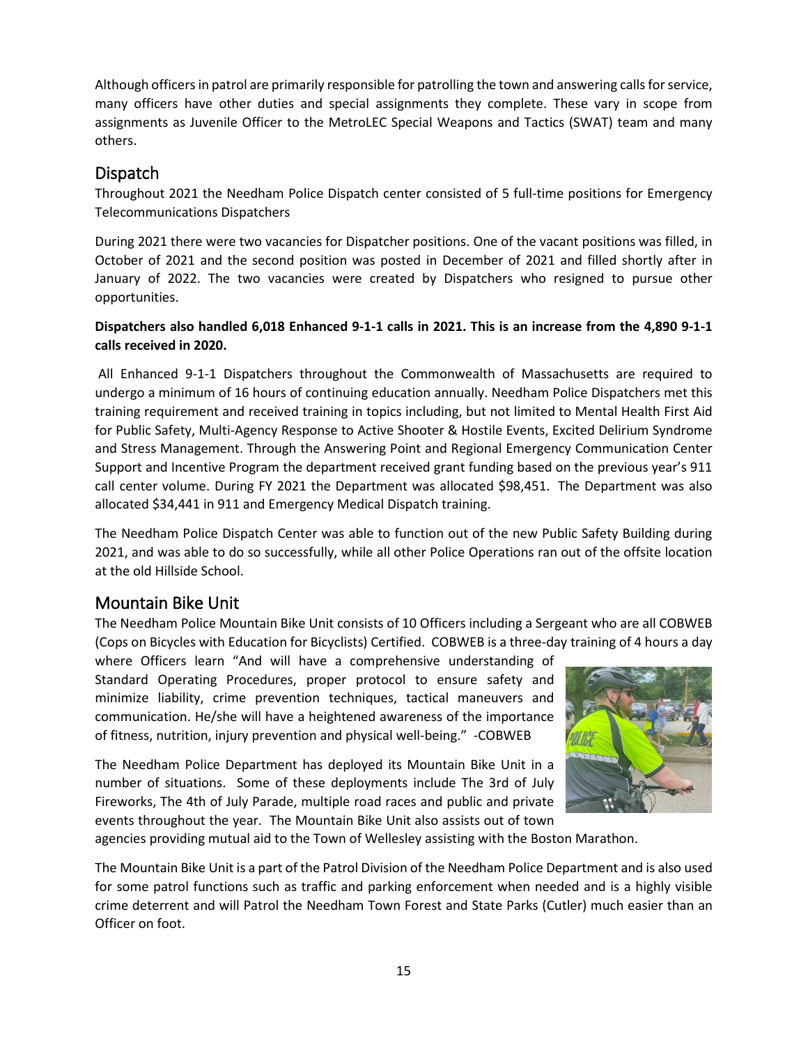Although officers in patrol are primarily responsible for patrolling the town and answering calls for service, many officers have other duties and special assignments they complete. These vary in scope from assignments as Juvenile Officer to the MetroLEC Special Weapons and Tactics (SWAT) team and many others.

## Dispatch

Throughout 2021 the Needham Police Dispatch center consisted of 5 full-time positions for Emergency Telecommunications Dispatchers

During 2021 there were two vacancies for Dispatcher positions. One of the vacant positions was filled, in October of 2021 and the second position was posted in December of 2021 and filled shortly after in January of 2022. The two vacancies were created by Dispatchers who resigned to pursue other opportunities.

**Dispatchers also handled 6,018 Enhanced 9-1-1 calls in 2021. This is an increase from the 4,890 9-1-1 calls received in 2020.**

All Enhanced 9-1-1 Dispatchers throughout the Commonwealth of Massachusetts are required to undergo a minimum of 16 hours of continuing education annually. Needham Police Dispatchers met this training requirement and received training in topics including, but not limited to Mental Health First Aid for Public Safety, Multi-Agency Response to Active Shooter & Hostile Events, Excited Delirium Syndrome and Stress Management. Through the Answering Point and Regional Emergency Communication Center Support and Incentive Program the department received grant funding based on the previous year's 911 call center volume. During FY 2021 the Department was allocated $98,451. The Department was also allocated $34,441 in 911 and Emergency Medical Dispatch training.

The Needham Police Dispatch Center was able to function out of the new Public Safety Building during 2021, and was able to do so successfully, while all other Police Operations ran out of the offsite location at the old Hillside School.

## Mountain Bike Unit

The Needham Police Mountain Bike Unit consists of 10 Officers including a Sergeant who are all COBWEB (Cops on Bicycles with Education for Bicyclists) Certified. COBWEB is a three-day training of 4 hours a day where Officers learn "And will have a comprehensive understanding of Standard Operating Procedures, proper protocol to ensure safety and minimize liability, crime prevention techniques, tactical maneuvers and communication. He/she will have a heightened awareness of the importance of fitness, nutrition, injury prevention and physical well-being." -COBWEB

The Needham Police Department has deployed its Mountain Bike Unit in a number of situations. Some of these deployments include The 3rd of July Fireworks, The 4th of July Parade, multiple road races and public and private events throughout the year. The Mountain Bike Unit also assists out of town agencies providing mutual aid to the Town of Wellesley assisting with the Boston Marathon.

The Mountain Bike Unit is a part of the Patrol Division of the Needham Police Department and is also used for some patrol functions such as traffic and parking enforcement when needed and is a highly visible crime deterrent and will Patrol the Needham Town Forest and State Parks (Cutler) much easier than an Officer on foot.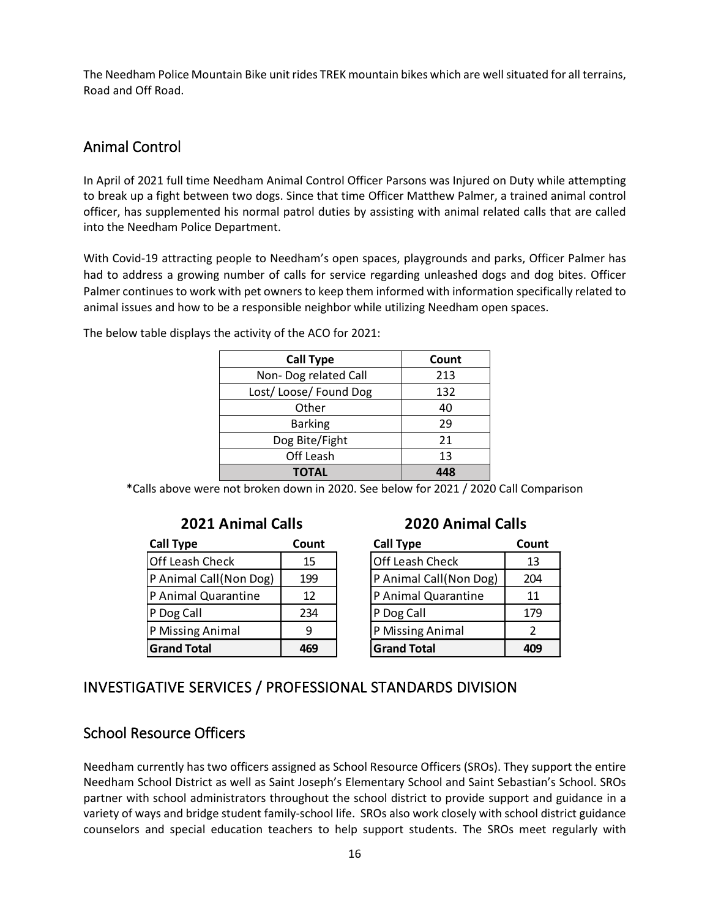The Needham Police Mountain Bike unit rides TREK mountain bikes which are well situated for all terrains, Road and Off Road.

## Animal Control

In April of 2021 full time Needham Animal Control Officer Parsons was Injured on Duty while attempting to break up a fight between two dogs. Since that time Officer Matthew Palmer, a trained animal control officer, has supplemented his normal patrol duties by assisting with animal related calls that are called into the Needham Police Department.

With Covid-19 attracting people to Needham's open spaces, playgrounds and parks, Officer Palmer has had to address a growing number of calls for service regarding unleashed dogs and dog bites. Officer Palmer continues to work with pet owners to keep them informed with information specifically related to animal issues and how to be a responsible neighbor while utilizing Needham open spaces.

The below table displays the activity of the ACO for 2021:

| Call Type | Count |
|---|---|
| Non- Dog related Call | 213 |
| Lost/ Loose/ Found Dog | 132 |
| Other | 40 |
| Barking | 29 |
| Dog Bite/Fight | 21 |
| Off Leash | 13 |
| **TOTAL** | **448** |

*Calls above were not broken down in 2020. See below for 2021 / 2020 Call Comparison

**2021 Animal Calls**

| Call Type | Count |
|---|---|
| Off Leash Check | 15 |
| P Animal Call(Non Dog) | 199 |
| P Animal Quarantine | 12 |
| P Dog Call | 234 |
| P Missing Animal | 9 |
| **Grand Total** | **469** |

**2020 Animal Calls**

| Call Type | Count |
|---|---|
| Off Leash Check | 13 |
| P Animal Call(Non Dog) | 204 |
| P Animal Quarantine | 11 |
| P Dog Call | 179 |
| P Missing Animal | 2 |
| **Grand Total** | **409** |

## INVESTIGATIVE SERVICES / PROFESSIONAL STANDARDS DIVISION

## School Resource Officers

Needham currently has two officers assigned as School Resource Officers (SROs). They support the entire Needham School District as well as Saint Joseph's Elementary School and Saint Sebastian's School. SROs partner with school administrators throughout the school district to provide support and guidance in a variety of ways and bridge student family-school life. SROs also work closely with school district guidance counselors and special education teachers to help support students. The SROs meet regularly with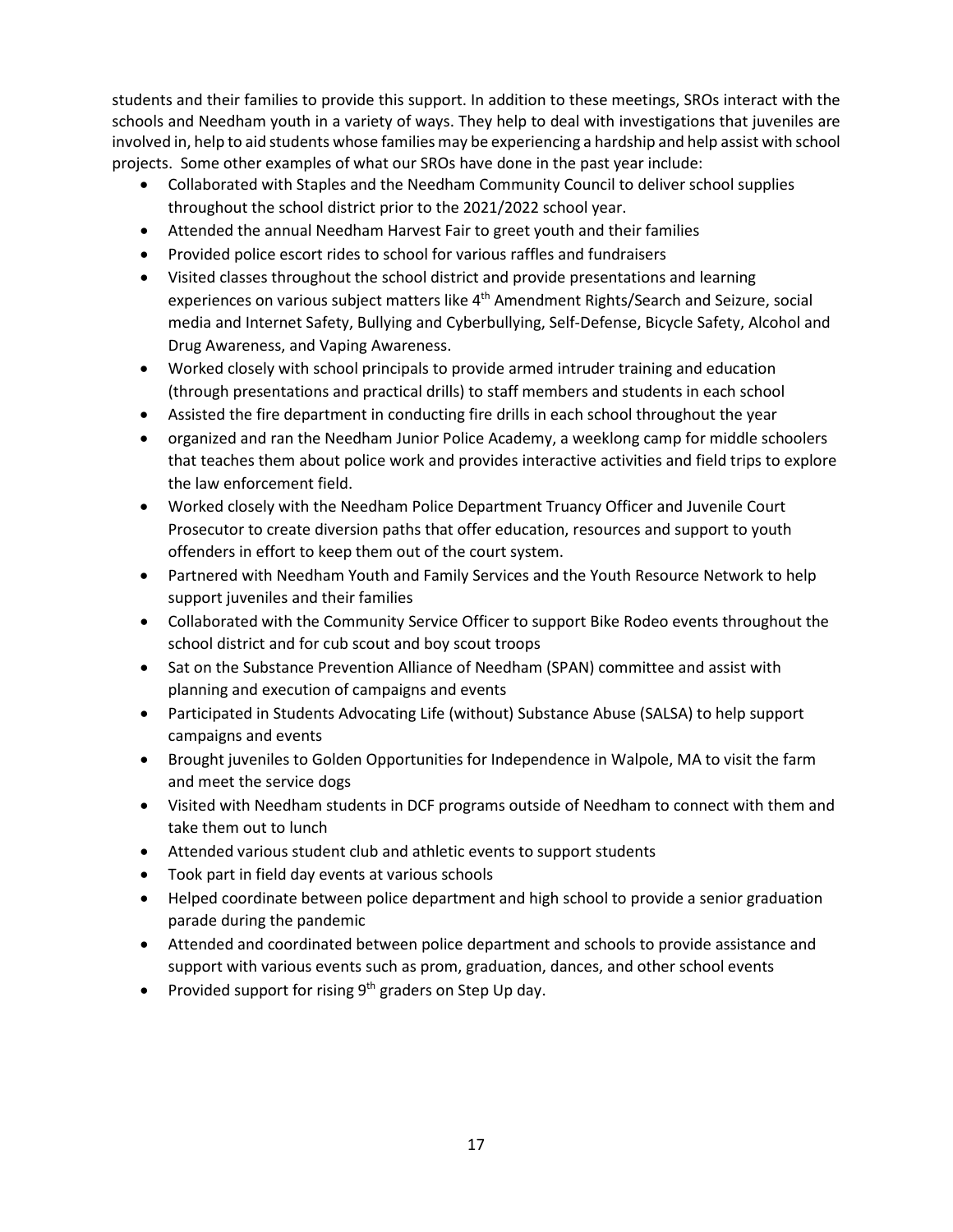students and their families to provide this support. In addition to these meetings, SROs interact with the schools and Needham youth in a variety of ways. They help to deal with investigations that juveniles are involved in, help to aid students whose families may be experiencing a hardship and help assist with school projects. Some other examples of what our SROs have done in the past year include:

- Collaborated with Staples and the Needham Community Council to deliver school supplies throughout the school district prior to the 2021/2022 school year.
- Attended the annual Needham Harvest Fair to greet youth and their families
- Provided police escort rides to school for various raffles and fundraisers
- Visited classes throughout the school district and provide presentations and learning experiences on various subject matters like 4th Amendment Rights/Search and Seizure, social media and Internet Safety, Bullying and Cyberbullying, Self-Defense, Bicycle Safety, Alcohol and Drug Awareness, and Vaping Awareness.
- Worked closely with school principals to provide armed intruder training and education (through presentations and practical drills) to staff members and students in each school
- Assisted the fire department in conducting fire drills in each school throughout the year
- organized and ran the Needham Junior Police Academy, a weeklong camp for middle schoolers that teaches them about police work and provides interactive activities and field trips to explore the law enforcement field.
- Worked closely with the Needham Police Department Truancy Officer and Juvenile Court Prosecutor to create diversion paths that offer education, resources and support to youth offenders in effort to keep them out of the court system.
- Partnered with Needham Youth and Family Services and the Youth Resource Network to help support juveniles and their families
- Collaborated with the Community Service Officer to support Bike Rodeo events throughout the school district and for cub scout and boy scout troops
- Sat on the Substance Prevention Alliance of Needham (SPAN) committee and assist with planning and execution of campaigns and events
- Participated in Students Advocating Life (without) Substance Abuse (SALSA) to help support campaigns and events
- Brought juveniles to Golden Opportunities for Independence in Walpole, MA to visit the farm and meet the service dogs
- Visited with Needham students in DCF programs outside of Needham to connect with them and take them out to lunch
- Attended various student club and athletic events to support students
- Took part in field day events at various schools
- Helped coordinate between police department and high school to provide a senior graduation parade during the pandemic
- Attended and coordinated between police department and schools to provide assistance and support with various events such as prom, graduation, dances, and other school events
- Provided support for rising 9th graders on Step Up day.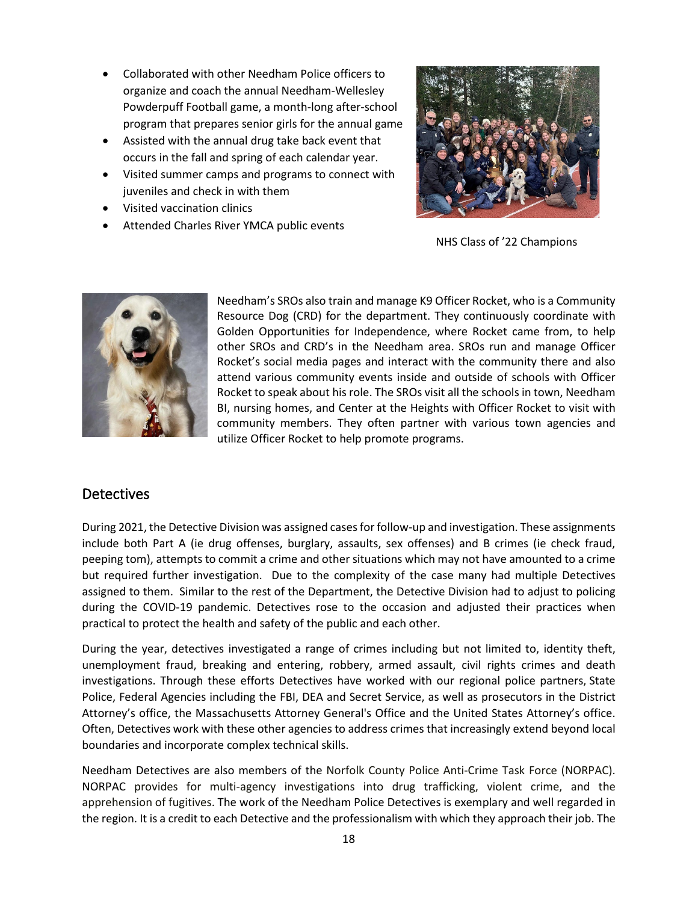- Collaborated with other Needham Police officers to organize and coach the annual Needham-Wellesley Powderpuff Football game, a month-long after-school program that prepares senior girls for the annual game
- Assisted with the annual drug take back event that occurs in the fall and spring of each calendar year.
- Visited summer camps and programs to connect with juveniles and check in with them
- Visited vaccination clinics
- Attended Charles River YMCA public events

NHS Class of '22 Champions

Needham's SROs also train and manage K9 Officer Rocket, who is a Community Resource Dog (CRD) for the department. They continuously coordinate with Golden Opportunities for Independence, where Rocket came from, to help other SROs and CRD's in the Needham area. SROs run and manage Officer Rocket's social media pages and interact with the community there and also attend various community events inside and outside of schools with Officer Rocket to speak about his role. The SROs visit all the schools in town, Needham BI, nursing homes, and Center at the Heights with Officer Rocket to visit with community members. They often partner with various town agencies and utilize Officer Rocket to help promote programs.

## Detectives

During 2021, the Detective Division was assigned cases for follow-up and investigation. These assignments include both Part A (ie drug offenses, burglary, assaults, sex offenses) and B crimes (ie check fraud, peeping tom), attempts to commit a crime and other situations which may not have amounted to a crime but required further investigation. Due to the complexity of the case many had multiple Detectives assigned to them. Similar to the rest of the Department, the Detective Division had to adjust to policing during the COVID-19 pandemic. Detectives rose to the occasion and adjusted their practices when practical to protect the health and safety of the public and each other.

During the year, detectives investigated a range of crimes including but not limited to, identity theft, unemployment fraud, breaking and entering, robbery, armed assault, civil rights crimes and death investigations. Through these efforts Detectives have worked with our regional police partners, State Police, Federal Agencies including the FBI, DEA and Secret Service, as well as prosecutors in the District Attorney's office, the Massachusetts Attorney General's Office and the United States Attorney's office. Often, Detectives work with these other agencies to address crimes that increasingly extend beyond local boundaries and incorporate complex technical skills.

Needham Detectives are also members of the Norfolk County Police Anti-Crime Task Force (NORPAC). NORPAC provides for multi-agency investigations into drug trafficking, violent crime, and the apprehension of fugitives. The work of the Needham Police Detectives is exemplary and well regarded in the region. It is a credit to each Detective and the professionalism with which they approach their job. The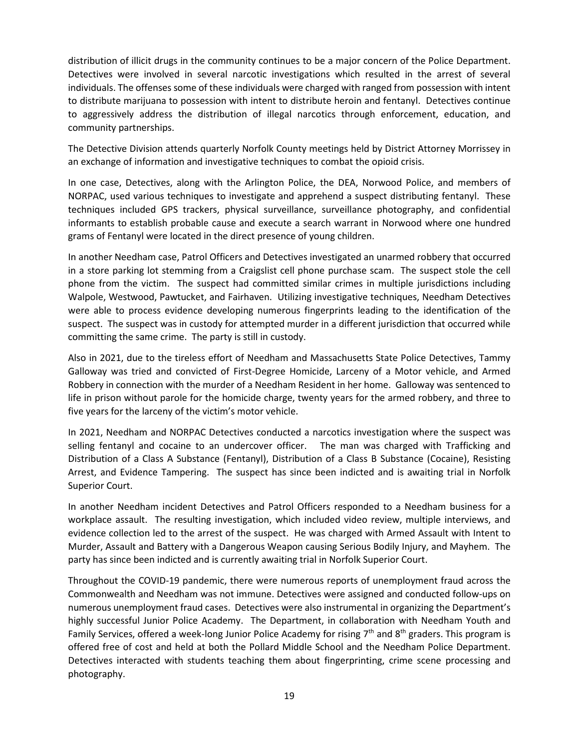distribution of illicit drugs in the community continues to be a major concern of the Police Department. Detectives were involved in several narcotic investigations which resulted in the arrest of several individuals. The offenses some of these individuals were charged with ranged from possession with intent to distribute marijuana to possession with intent to distribute heroin and fentanyl. Detectives continue to aggressively address the distribution of illegal narcotics through enforcement, education, and community partnerships.

The Detective Division attends quarterly Norfolk County meetings held by District Attorney Morrissey in an exchange of information and investigative techniques to combat the opioid crisis.

In one case, Detectives, along with the Arlington Police, the DEA, Norwood Police, and members of NORPAC, used various techniques to investigate and apprehend a suspect distributing fentanyl. These techniques included GPS trackers, physical surveillance, surveillance photography, and confidential informants to establish probable cause and execute a search warrant in Norwood where one hundred grams of Fentanyl were located in the direct presence of young children.

In another Needham case, Patrol Officers and Detectives investigated an unarmed robbery that occurred in a store parking lot stemming from a Craigslist cell phone purchase scam. The suspect stole the cell phone from the victim. The suspect had committed similar crimes in multiple jurisdictions including Walpole, Westwood, Pawtucket, and Fairhaven. Utilizing investigative techniques, Needham Detectives were able to process evidence developing numerous fingerprints leading to the identification of the suspect. The suspect was in custody for attempted murder in a different jurisdiction that occurred while committing the same crime. The party is still in custody.

Also in 2021, due to the tireless effort of Needham and Massachusetts State Police Detectives, Tammy Galloway was tried and convicted of First-Degree Homicide, Larceny of a Motor vehicle, and Armed Robbery in connection with the murder of a Needham Resident in her home. Galloway was sentenced to life in prison without parole for the homicide charge, twenty years for the armed robbery, and three to five years for the larceny of the victim's motor vehicle.

In 2021, Needham and NORPAC Detectives conducted a narcotics investigation where the suspect was selling fentanyl and cocaine to an undercover officer. The man was charged with Trafficking and Distribution of a Class A Substance (Fentanyl), Distribution of a Class B Substance (Cocaine), Resisting Arrest, and Evidence Tampering. The suspect has since been indicted and is awaiting trial in Norfolk Superior Court.

In another Needham incident Detectives and Patrol Officers responded to a Needham business for a workplace assault. The resulting investigation, which included video review, multiple interviews, and evidence collection led to the arrest of the suspect. He was charged with Armed Assault with Intent to Murder, Assault and Battery with a Dangerous Weapon causing Serious Bodily Injury, and Mayhem. The party has since been indicted and is currently awaiting trial in Norfolk Superior Court.

Throughout the COVID-19 pandemic, there were numerous reports of unemployment fraud across the Commonwealth and Needham was not immune. Detectives were assigned and conducted follow-ups on numerous unemployment fraud cases. Detectives were also instrumental in organizing the Department's highly successful Junior Police Academy. The Department, in collaboration with Needham Youth and Family Services, offered a week-long Junior Police Academy for rising 7th and 8th graders. This program is offered free of cost and held at both the Pollard Middle School and the Needham Police Department. Detectives interacted with students teaching them about fingerprinting, crime scene processing and photography.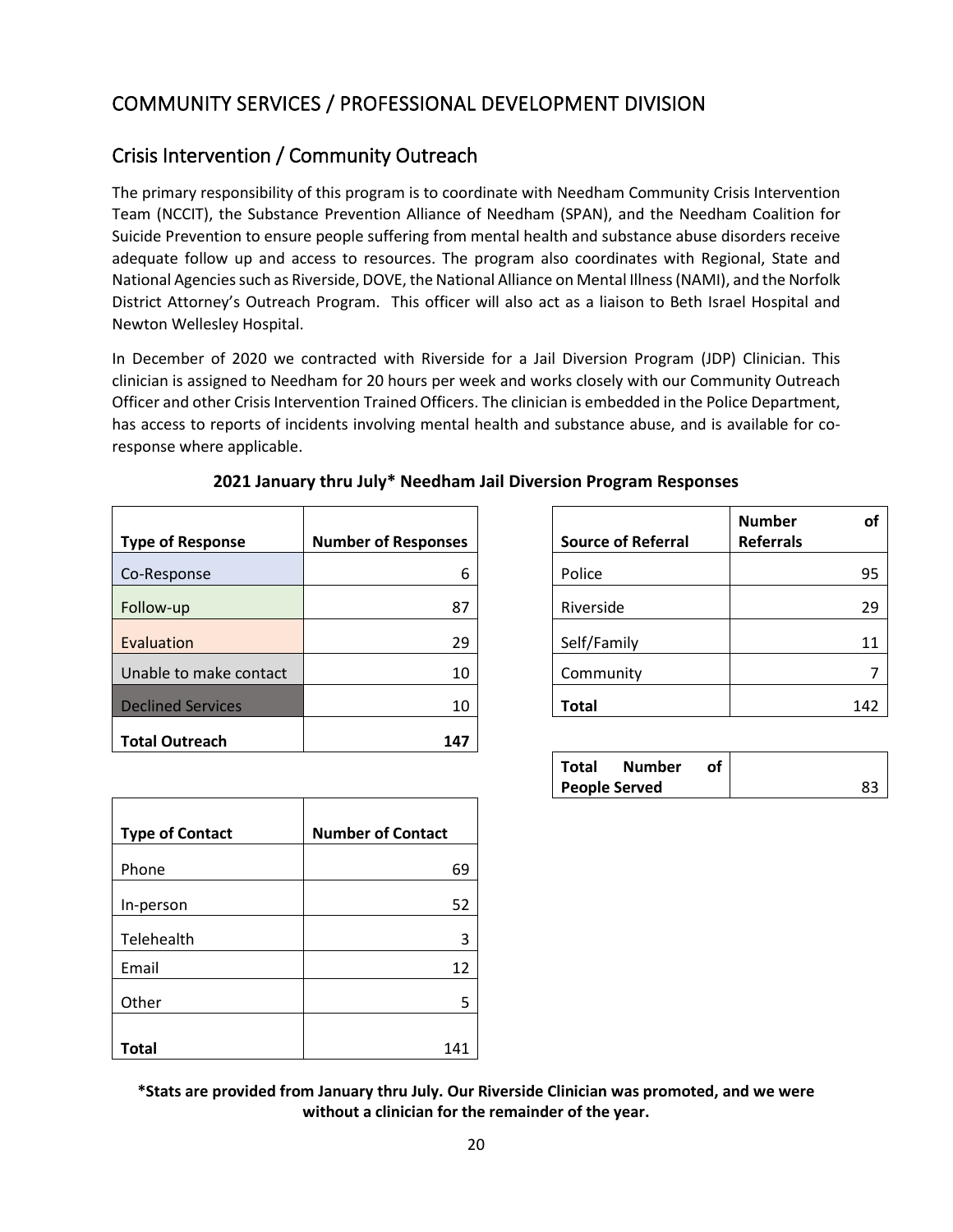## COMMUNITY SERVICES / PROFESSIONAL DEVELOPMENT DIVISION

### Crisis Intervention / Community Outreach

The primary responsibility of this program is to coordinate with Needham Community Crisis Intervention Team (NCCIT), the Substance Prevention Alliance of Needham (SPAN), and the Needham Coalition for Suicide Prevention to ensure people suffering from mental health and substance abuse disorders receive adequate follow up and access to resources. The program also coordinates with Regional, State and National Agencies such as Riverside, DOVE, the National Alliance on Mental Illness (NAMI), and the Norfolk District Attorney's Outreach Program. This officer will also act as a liaison to Beth Israel Hospital and Newton Wellesley Hospital.

In December of 2020 we contracted with Riverside for a Jail Diversion Program (JDP) Clinician. This clinician is assigned to Needham for 20 hours per week and works closely with our Community Outreach Officer and other Crisis Intervention Trained Officers. The clinician is embedded in the Police Department, has access to reports of incidents involving mental health and substance abuse, and is available for co-response where applicable.

**2021 January thru July* Needham Jail Diversion Program Responses**

| Type of Response | Number of Responses |
|---|---|
| Co-Response | 6 |
| Follow-up | 87 |
| Evaluation | 29 |
| Unable to make contact | 10 |
| Declined Services | 10 |
| **Total Outreach** | **147** |

| Source of Referral | Number of Referrals |
|---|---|
| Police | 95 |
| Riverside | 29 |
| Self/Family | 11 |
| Community | 7 |
| **Total** | 142 |

| **Total Number of People Served** | 83 |
|---|---|

| Type of Contact | Number of Contact |
|---|---|
| Phone | 69 |
| In-person | 52 |
| Telehealth | 3 |
| Email | 12 |
| Other | 5 |
| **Total** | 141 |

**\*Stats are provided from January thru July. Our Riverside Clinician was promoted, and we were without a clinician for the remainder of the year.**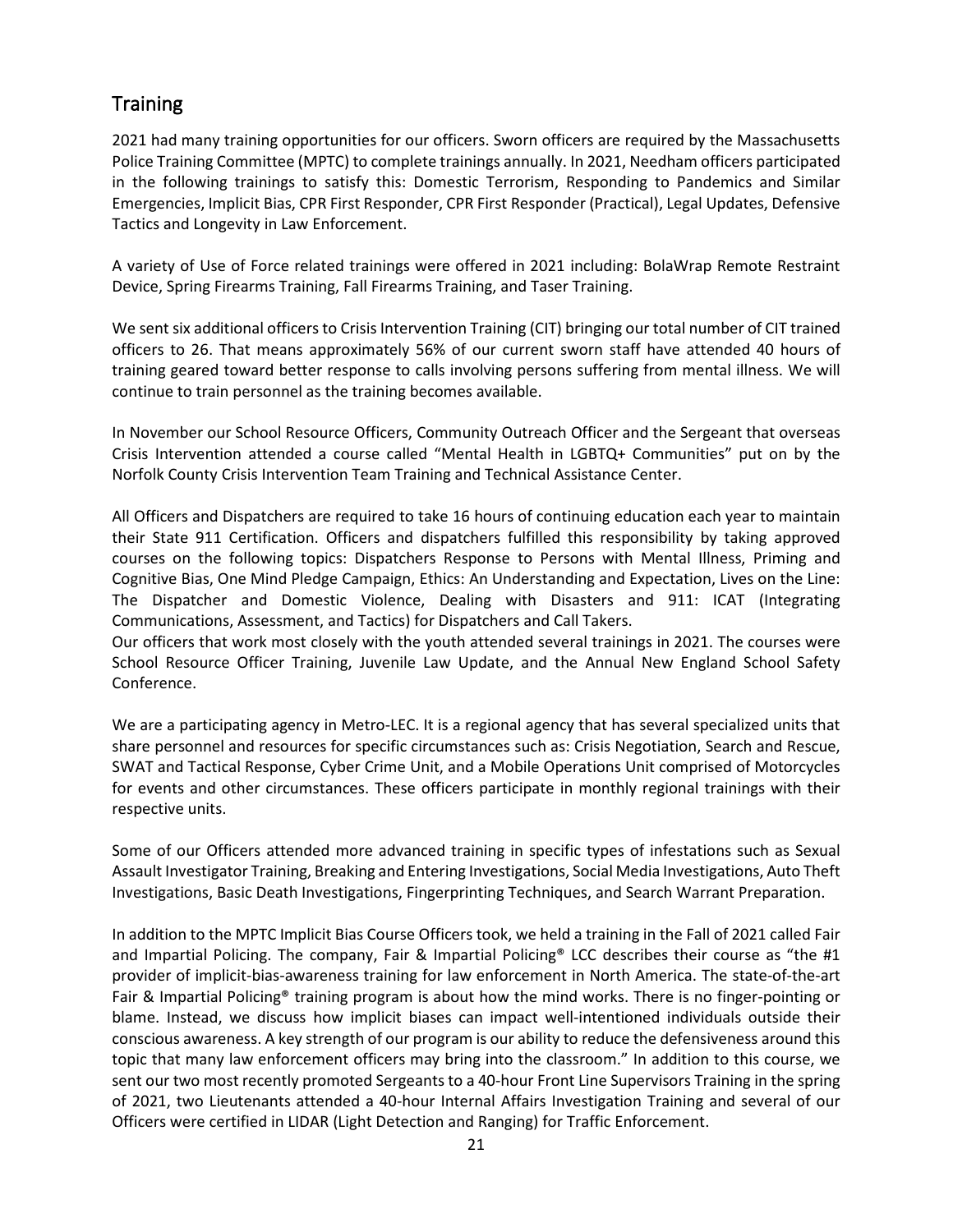## Training

2021 had many training opportunities for our officers. Sworn officers are required by the Massachusetts Police Training Committee (MPTC) to complete trainings annually. In 2021, Needham officers participated in the following trainings to satisfy this: Domestic Terrorism, Responding to Pandemics and Similar Emergencies, Implicit Bias, CPR First Responder, CPR First Responder (Practical), Legal Updates, Defensive Tactics and Longevity in Law Enforcement.

A variety of Use of Force related trainings were offered in 2021 including: BolaWrap Remote Restraint Device, Spring Firearms Training, Fall Firearms Training, and Taser Training.

We sent six additional officers to Crisis Intervention Training (CIT) bringing our total number of CIT trained officers to 26. That means approximately 56% of our current sworn staff have attended 40 hours of training geared toward better response to calls involving persons suffering from mental illness. We will continue to train personnel as the training becomes available.

In November our School Resource Officers, Community Outreach Officer and the Sergeant that overseas Crisis Intervention attended a course called "Mental Health in LGBTQ+ Communities" put on by the Norfolk County Crisis Intervention Team Training and Technical Assistance Center.

All Officers and Dispatchers are required to take 16 hours of continuing education each year to maintain their State 911 Certification. Officers and dispatchers fulfilled this responsibility by taking approved courses on the following topics: Dispatchers Response to Persons with Mental Illness, Priming and Cognitive Bias, One Mind Pledge Campaign, Ethics: An Understanding and Expectation, Lives on the Line: The Dispatcher and Domestic Violence, Dealing with Disasters and 911: ICAT (Integrating Communications, Assessment, and Tactics) for Dispatchers and Call Takers.
Our officers that work most closely with the youth attended several trainings in 2021. The courses were School Resource Officer Training, Juvenile Law Update, and the Annual New England School Safety Conference.

We are a participating agency in Metro-LEC. It is a regional agency that has several specialized units that share personnel and resources for specific circumstances such as: Crisis Negotiation, Search and Rescue, SWAT and Tactical Response, Cyber Crime Unit, and a Mobile Operations Unit comprised of Motorcycles for events and other circumstances. These officers participate in monthly regional trainings with their respective units.

Some of our Officers attended more advanced training in specific types of infestations such as Sexual Assault Investigator Training, Breaking and Entering Investigations, Social Media Investigations, Auto Theft Investigations, Basic Death Investigations, Fingerprinting Techniques, and Search Warrant Preparation.

In addition to the MPTC Implicit Bias Course Officers took, we held a training in the Fall of 2021 called Fair and Impartial Policing. The company, Fair & Impartial Policing® LCC describes their course as "the #1 provider of implicit-bias-awareness training for law enforcement in North America. The state-of-the-art Fair & Impartial Policing® training program is about how the mind works. There is no finger-pointing or blame. Instead, we discuss how implicit biases can impact well-intentioned individuals outside their conscious awareness. A key strength of our program is our ability to reduce the defensiveness around this topic that many law enforcement officers may bring into the classroom." In addition to this course, we sent our two most recently promoted Sergeants to a 40-hour Front Line Supervisors Training in the spring of 2021, two Lieutenants attended a 40-hour Internal Affairs Investigation Training and several of our Officers were certified in LIDAR (Light Detection and Ranging) for Traffic Enforcement.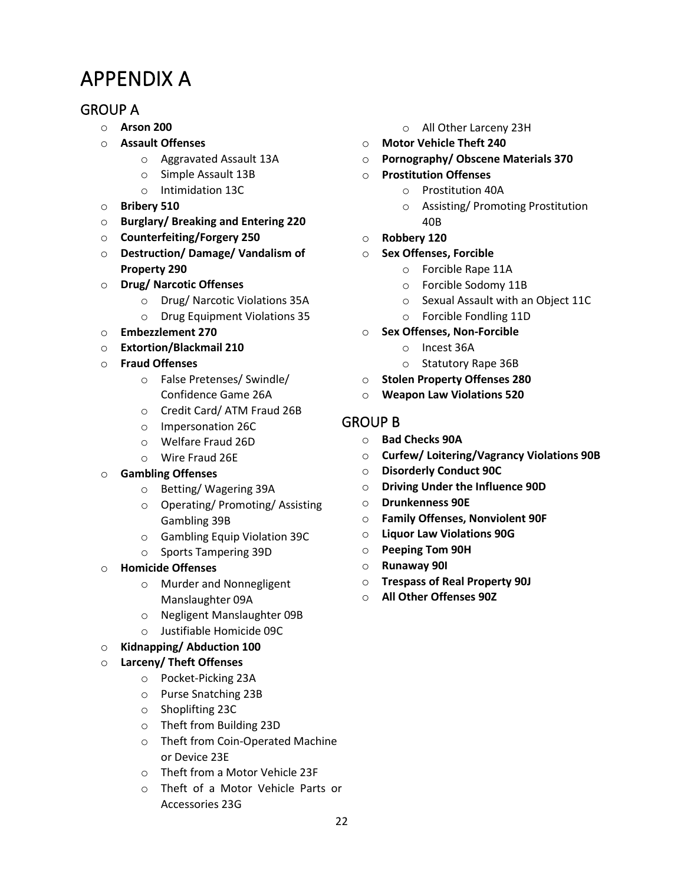# APPENDIX A

## GROUP A

- **Arson 200**
- **Assault Offenses**
  - Aggravated Assault 13A
  - Simple Assault 13B
  - Intimidation 13C
- **Bribery 510**
- **Burglary/ Breaking and Entering 220**
- **Counterfeiting/Forgery 250**
- **Destruction/ Damage/ Vandalism of Property 290**
- **Drug/ Narcotic Offenses**
  - Drug/ Narcotic Violations 35A
  - Drug Equipment Violations 35
- **Embezzlement 270**
- **Extortion/Blackmail 210**
- **Fraud Offenses**
  - False Pretenses/ Swindle/ Confidence Game 26A
  - Credit Card/ ATM Fraud 26B
  - Impersonation 26C
  - Welfare Fraud 26D
  - Wire Fraud 26E
- **Gambling Offenses**
  - Betting/ Wagering 39A
  - Operating/ Promoting/ Assisting Gambling 39B
  - Gambling Equip Violation 39C
  - Sports Tampering 39D
- **Homicide Offenses**
  - Murder and Nonnegligent Manslaughter 09A
  - Negligent Manslaughter 09B
  - Justifiable Homicide 09C
- **Kidnapping/ Abduction 100**
- **Larceny/ Theft Offenses**
  - Pocket-Picking 23A
  - Purse Snatching 23B
  - Shoplifting 23C
  - Theft from Building 23D
  - Theft from Coin-Operated Machine or Device 23E
  - Theft from a Motor Vehicle 23F
  - Theft of a Motor Vehicle Parts or Accessories 23G
  - All Other Larceny 23H
- **Motor Vehicle Theft 240**
- **Pornography/ Obscene Materials 370**
- **Prostitution Offenses**
  - Prostitution 40A
  - Assisting/ Promoting Prostitution 40B
- **Robbery 120**
- **Sex Offenses, Forcible**
  - Forcible Rape 11A
  - Forcible Sodomy 11B
  - Sexual Assault with an Object 11C
  - Forcible Fondling 11D
- **Sex Offenses, Non-Forcible**
  - Incest 36A
  - Statutory Rape 36B
- **Stolen Property Offenses 280**
- **Weapon Law Violations 520**

## GROUP B

- **Bad Checks 90A**
- **Curfew/ Loitering/Vagrancy Violations 90B**
- **Disorderly Conduct 90C**
- **Driving Under the Influence 90D**
- **Drunkenness 90E**
- **Family Offenses, Nonviolent 90F**
- **Liquor Law Violations 90G**
- **Peeping Tom 90H**
- **Runaway 90I**
- **Trespass of Real Property 90J**
- **All Other Offenses 90Z**